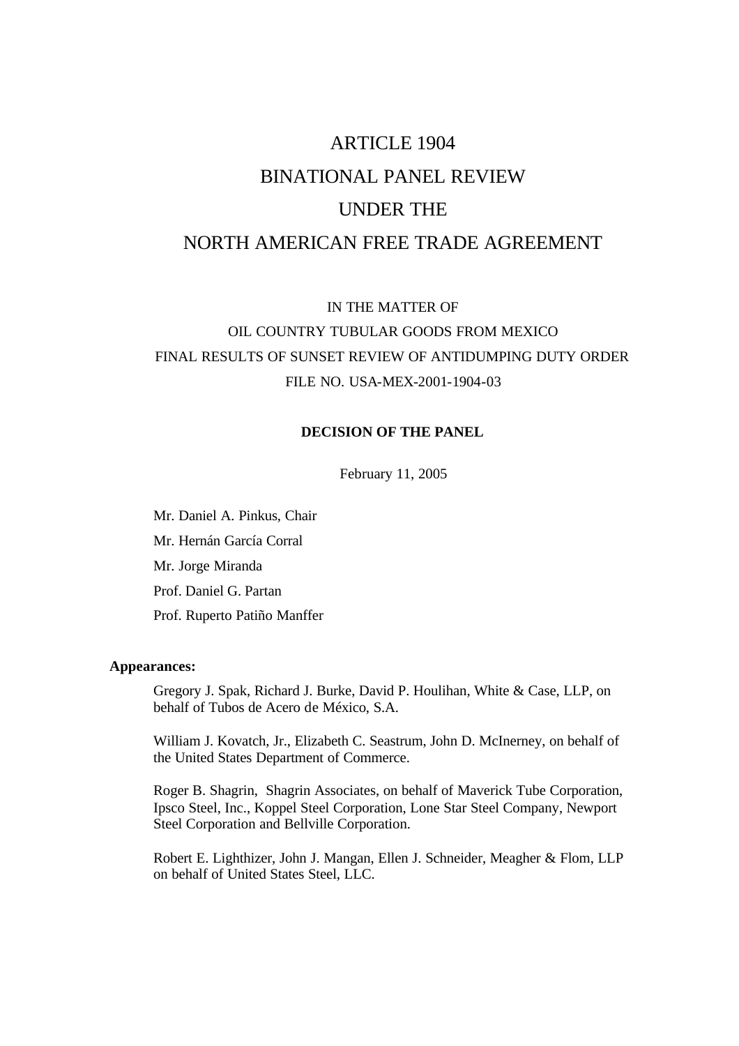# ARTICLE 1904
# BINATIONAL PANEL REVIEW
# UNDER THE
# NORTH AMERICAN FREE TRADE AGREEMENT

IN THE MATTER OF
OIL COUNTRY TUBULAR GOODS FROM MEXICO
FINAL RESULTS OF SUNSET REVIEW OF ANTIDUMPING DUTY ORDER
FILE NO. USA-MEX-2001-1904-03

**DECISION OF THE PANEL**

February 11, 2005

Mr. Daniel A. Pinkus, Chair
Mr. Hernán García Corral
Mr. Jorge Miranda
Prof. Daniel G. Partan
Prof. Ruperto Patiño Manffer

**Appearances:**

Gregory J. Spak, Richard J. Burke, David P. Houlihan, White & Case, LLP, on behalf of Tubos de Acero de México, S.A.

William J. Kovatch, Jr., Elizabeth C. Seastrum, John D. McInerney, on behalf of the United States Department of Commerce.

Roger B. Shagrin, Shagrin Associates, on behalf of Maverick Tube Corporation, Ipsco Steel, Inc., Koppel Steel Corporation, Lone Star Steel Company, Newport Steel Corporation and Bellville Corporation.

Robert E. Lighthizer, John J. Mangan, Ellen J. Schneider, Meagher & Flom, LLP on behalf of United States Steel, LLC.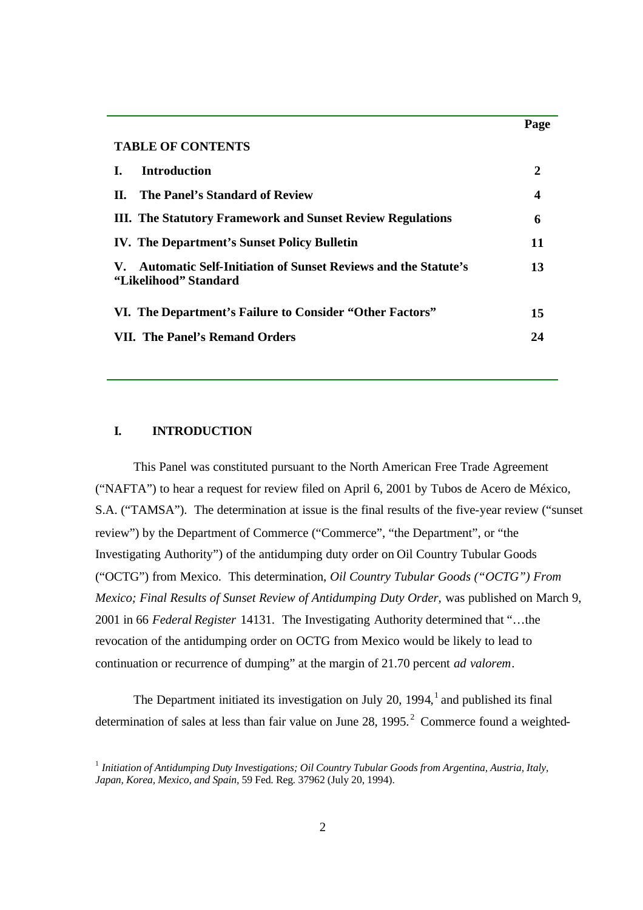**TABLE OF CONTENTS**

| | Page |
|---|---|
| **I. Introduction** | **2** |
| **II. The Panel's Standard of Review** | **4** |
| **III. The Statutory Framework and Sunset Review Regulations** | **6** |
| **IV. The Department's Sunset Policy Bulletin** | **11** |
| **V. Automatic Self-Initiation of Sunset Reviews and the Statute's "Likelihood" Standard** | **13** |
| **VI. The Department's Failure to Consider "Other Factors"** | **15** |
| **VII. The Panel's Remand Orders** | **24** |

## I. INTRODUCTION

This Panel was constituted pursuant to the North American Free Trade Agreement ("NAFTA") to hear a request for review filed on April 6, 2001 by Tubos de Acero de México, S.A. ("TAMSA"). The determination at issue is the final results of the five-year review ("sunset review") by the Department of Commerce ("Commerce", "the Department", or "the Investigating Authority") of the antidumping duty order on Oil Country Tubular Goods ("OCTG") from Mexico. This determination, *Oil Country Tubular Goods ("OCTG") From Mexico; Final Results of Sunset Review of Antidumping Duty Order,* was published on March 9, 2001 in 66 *Federal Register* 14131. The Investigating Authority determined that "…the revocation of the antidumping order on OCTG from Mexico would be likely to lead to continuation or recurrence of dumping" at the margin of 21.70 percent *ad valorem*.

The Department initiated its investigation on July 20, 1994,[1] and published its final determination of sales at less than fair value on June 28, 1995.[2] Commerce found a weighted-

[1] *Initiation of Antidumping Duty Investigations; Oil Country Tubular Goods from Argentina, Austria, Italy, Japan, Korea, Mexico, and Spain*, 59 Fed. Reg. 37962 (July 20, 1994).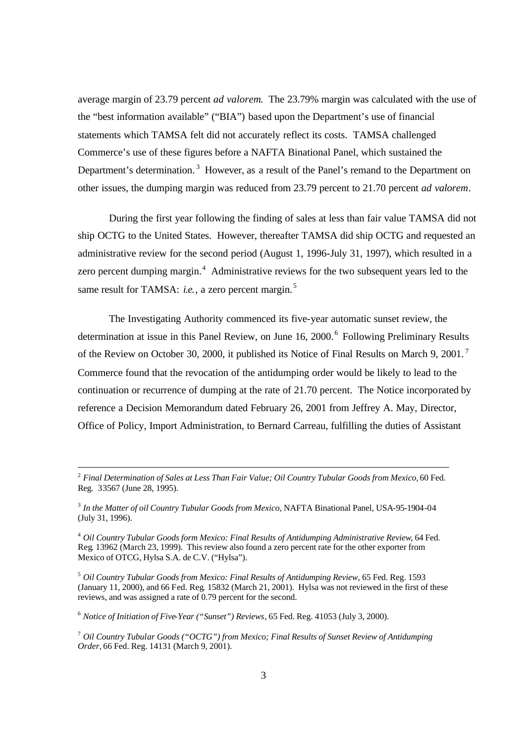average margin of 23.79 percent *ad valorem*. The 23.79% margin was calculated with the use of the "best information available" ("BIA") based upon the Department's use of financial statements which TAMSA felt did not accurately reflect its costs. TAMSA challenged Commerce's use of these figures before a NAFTA Binational Panel, which sustained the Department's determination.[3] However, as a result of the Panel's remand to the Department on other issues, the dumping margin was reduced from 23.79 percent to 21.70 percent *ad valorem*.

During the first year following the finding of sales at less than fair value TAMSA did not ship OCTG to the United States. However, thereafter TAMSA did ship OCTG and requested an administrative review for the second period (August 1, 1996-July 31, 1997), which resulted in a zero percent dumping margin.[4] Administrative reviews for the two subsequent years led to the same result for TAMSA: *i.e.*, a zero percent margin.[5]

The Investigating Authority commenced its five-year automatic sunset review, the determination at issue in this Panel Review, on June 16, 2000.[6] Following Preliminary Results of the Review on October 30, 2000, it published its Notice of Final Results on March 9, 2001.[7] Commerce found that the revocation of the antidumping order would be likely to lead to the continuation or recurrence of dumping at the rate of 21.70 percent. The Notice incorporated by reference a Decision Memorandum dated February 26, 2001 from Jeffrey A. May, Director, Office of Policy, Import Administration, to Bernard Carreau, fulfilling the duties of Assistant

---

[2] *Final Determination of Sales at Less Than Fair Value; Oil Country Tubular Goods from Mexico,* 60 Fed. Reg. 33567 (June 28, 1995).

[3] *In the Matter of oil Country Tubular Goods from Mexico,* NAFTA Binational Panel, USA-95-1904-04 (July 31, 1996).

[4] *Oil Country Tubular Goods form Mexico: Final Results of Antidumping Administrative Review*, 64 Fed. Reg. 13962 (March 23, 1999). This review also found a zero percent rate for the other exporter from Mexico of OTCG, Hylsa S.A. de C.V. ("Hylsa").

[5] *Oil Country Tubular Goods from Mexico: Final Results of Antidumping Review,* 65 Fed. Reg. 1593 (January 11, 2000), and 66 Fed. Reg. 15832 (March 21, 2001). Hylsa was not reviewed in the first of these reviews, and was assigned a rate of 0.79 percent for the second.

[6] *Notice of Initiation of Five-Year ("Sunset") Reviews*, 65 Fed. Reg. 41053 (July 3, 2000).

[7] *Oil Country Tubular Goods ("OCTG") from Mexico; Final Results of Sunset Review of Antidumping Order,* 66 Fed. Reg. 14131 (March 9, 2001).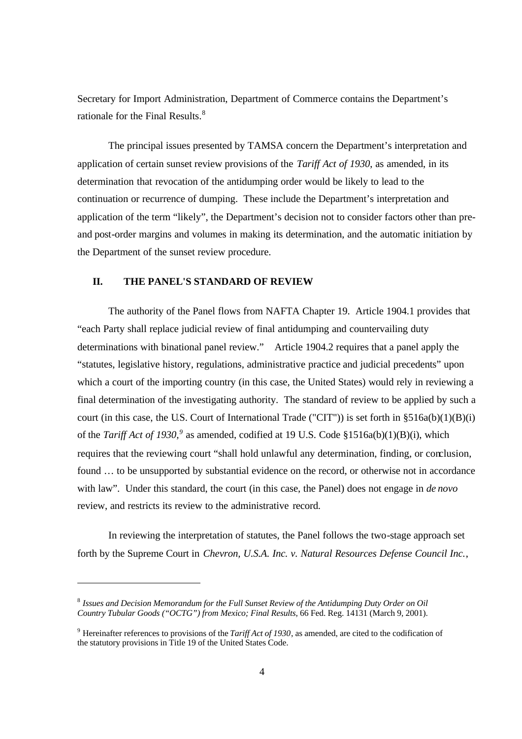Secretary for Import Administration, Department of Commerce contains the Department's rationale for the Final Results.[8]

The principal issues presented by TAMSA concern the Department's interpretation and application of certain sunset review provisions of the *Tariff Act of 1930*, as amended, in its determination that revocation of the antidumping order would be likely to lead to the continuation or recurrence of dumping. These include the Department's interpretation and application of the term "likely", the Department's decision not to consider factors other than pre- and post-order margins and volumes in making its determination, and the automatic initiation by the Department of the sunset review procedure.

## II. THE PANEL'S STANDARD OF REVIEW

The authority of the Panel flows from NAFTA Chapter 19. Article 1904.1 provides that "each Party shall replace judicial review of final antidumping and countervailing duty determinations with binational panel review." Article 1904.2 requires that a panel apply the "statutes, legislative history, regulations, administrative practice and judicial precedents" upon which a court of the importing country (in this case, the United States) would rely in reviewing a final determination of the investigating authority. The standard of review to be applied by such a court (in this case, the U.S. Court of International Trade ("CIT")) is set forth in §516a(b)(1)(B)(i) of the *Tariff Act of 1930*,[9] as amended, codified at 19 U.S. Code §1516a(b)(1)(B)(i), which requires that the reviewing court "shall hold unlawful any determination, finding, or conclusion, found … to be unsupported by substantial evidence on the record, or otherwise not in accordance with law". Under this standard, the court (in this case, the Panel) does not engage in *de novo* review, and restricts its review to the administrative record.

In reviewing the interpretation of statutes, the Panel follows the two-stage approach set forth by the Supreme Court in *Chevron, U.S.A. Inc. v. Natural Resources Defense Council Inc.*,

---

[8] *Issues and Decision Memorandum for the Full Sunset Review of the Antidumping Duty Order on Oil Country Tubular Goods ("OCTG") from Mexico; Final Results*, 66 Fed. Reg. 14131 (March 9, 2001).

[9] Hereinafter references to provisions of the *Tariff Act of 1930*, as amended, are cited to the codification of the statutory provisions in Title 19 of the United States Code.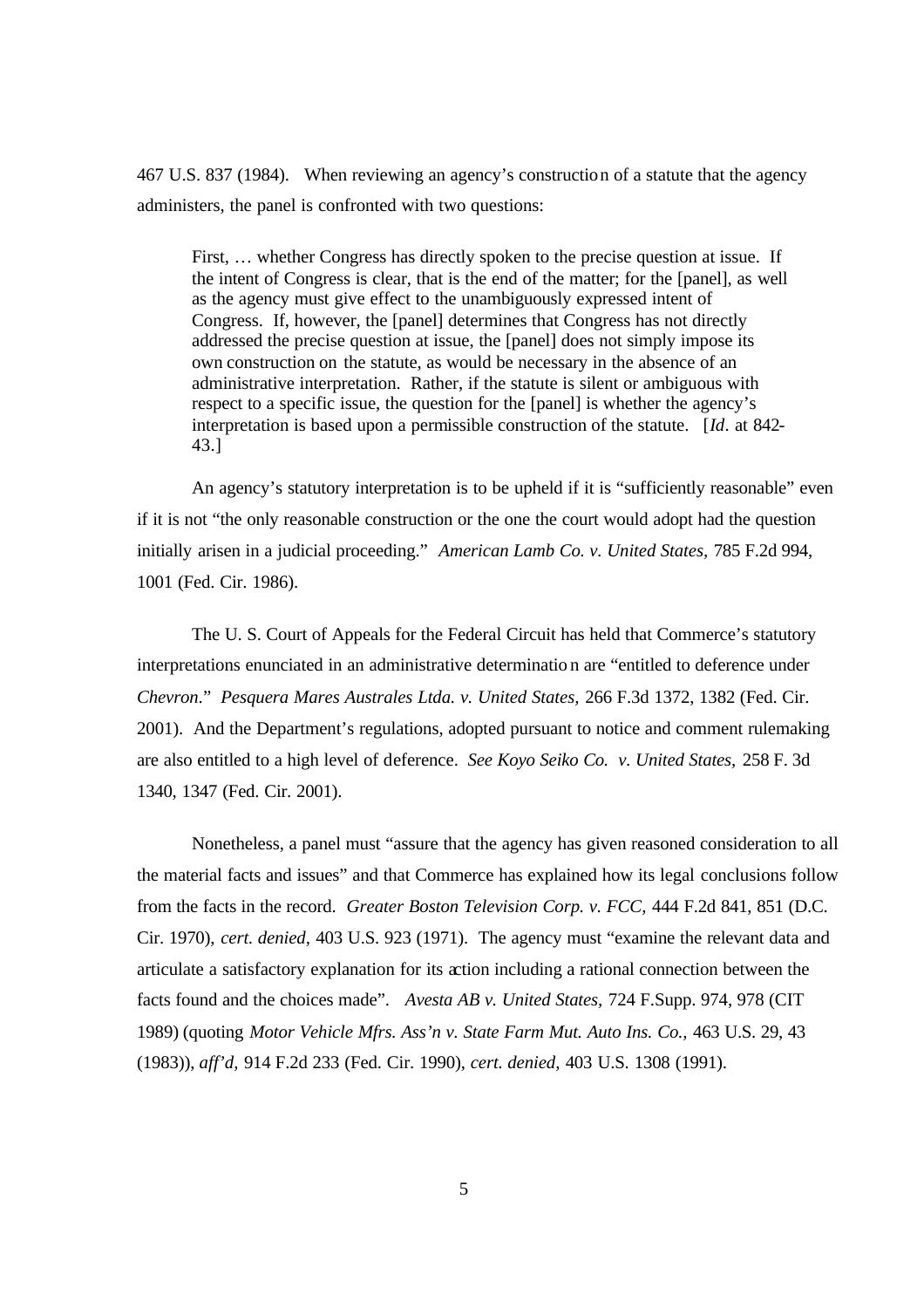467 U.S. 837 (1984). When reviewing an agency's construction of a statute that the agency administers, the panel is confronted with two questions:

> First, … whether Congress has directly spoken to the precise question at issue. If the intent of Congress is clear, that is the end of the matter; for the [panel], as well as the agency must give effect to the unambiguously expressed intent of Congress. If, however, the [panel] determines that Congress has not directly addressed the precise question at issue, the [panel] does not simply impose its own construction on the statute, as would be necessary in the absence of an administrative interpretation. Rather, if the statute is silent or ambiguous with respect to a specific issue, the question for the [panel] is whether the agency's interpretation is based upon a permissible construction of the statute. [*Id*. at 842-43.]

An agency's statutory interpretation is to be upheld if it is "sufficiently reasonable" even if it is not "the only reasonable construction or the one the court would adopt had the question initially arisen in a judicial proceeding." *American Lamb Co. v. United States,* 785 F.2d 994, 1001 (Fed. Cir. 1986).

The U. S. Court of Appeals for the Federal Circuit has held that Commerce's statutory interpretations enunciated in an administrative determination are "entitled to deference under *Chevron*." *Pesquera Mares Australes Ltda. v. United States,* 266 F.3d 1372, 1382 (Fed. Cir. 2001). And the Department's regulations, adopted pursuant to notice and comment rulemaking are also entitled to a high level of deference. *See Koyo Seiko Co. v. United States,* 258 F. 3d 1340, 1347 (Fed. Cir. 2001).

Nonetheless, a panel must "assure that the agency has given reasoned consideration to all the material facts and issues" and that Commerce has explained how its legal conclusions follow from the facts in the record. *Greater Boston Television Corp. v. FCC,* 444 F.2d 841, 851 (D.C. Cir. 1970), *cert. denied,* 403 U.S. 923 (1971). The agency must "examine the relevant data and articulate a satisfactory explanation for its action including a rational connection between the facts found and the choices made". *Avesta AB v. United States*, 724 F.Supp. 974, 978 (CIT 1989) (quoting *Motor Vehicle Mfrs. Ass'n v. State Farm Mut. Auto Ins. Co.,* 463 U.S. 29, 43 (1983)), *aff'd,* 914 F.2d 233 (Fed. Cir. 1990), *cert. denied,* 403 U.S. 1308 (1991).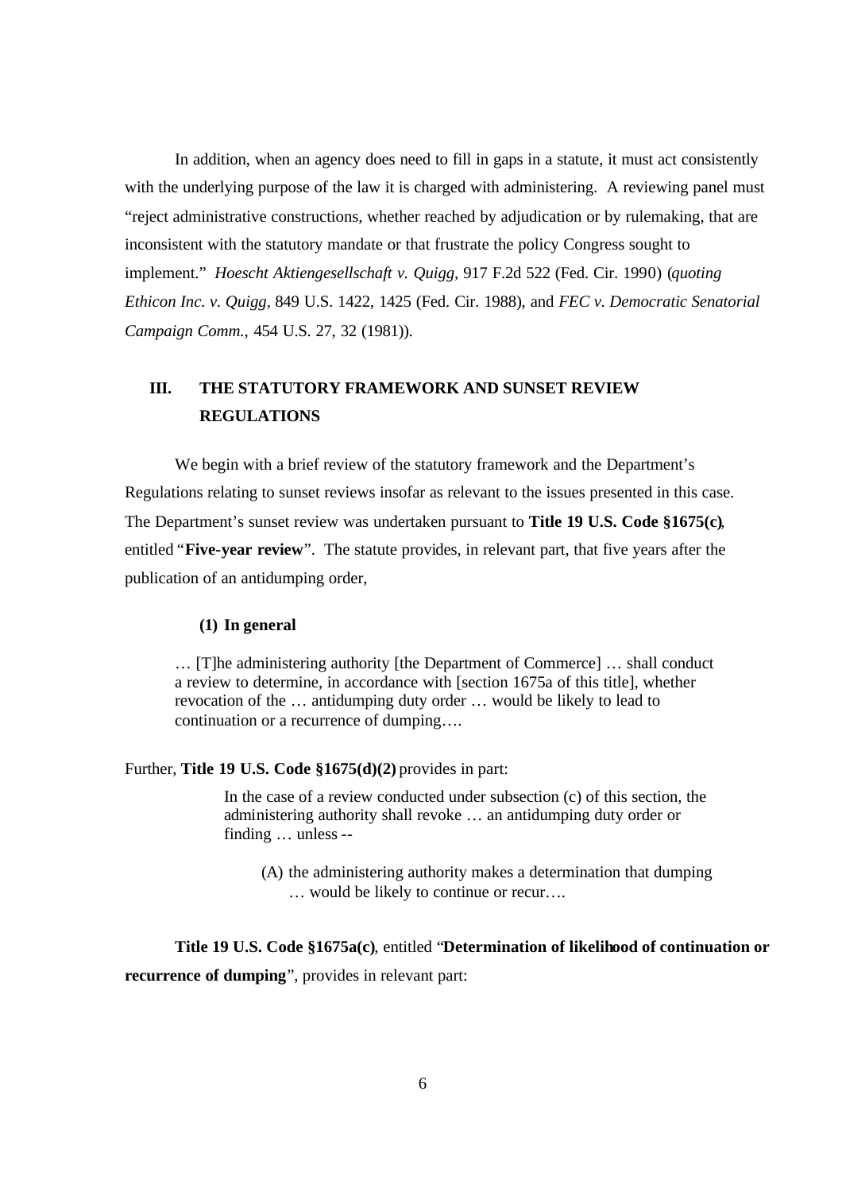In addition, when an agency does need to fill in gaps in a statute, it must act consistently with the underlying purpose of the law it is charged with administering. A reviewing panel must "reject administrative constructions, whether reached by adjudication or by rulemaking, that are inconsistent with the statutory mandate or that frustrate the policy Congress sought to implement." *Hoescht Aktiengesellschaft v. Quigg*, 917 F.2d 522 (Fed. Cir. 1990) (*quoting Ethicon Inc. v. Quigg*, 849 U.S. 1422, 1425 (Fed. Cir. 1988), and *FEC v. Democratic Senatorial Campaign Comm.*, 454 U.S. 27, 32 (1981)).

## III. THE STATUTORY FRAMEWORK AND SUNSET REVIEW REGULATIONS

We begin with a brief review of the statutory framework and the Department's Regulations relating to sunset reviews insofar as relevant to the issues presented in this case. The Department's sunset review was undertaken pursuant to **Title 19 U.S. Code §1675(c)**, entitled "**Five-year review**". The statute provides, in relevant part, that five years after the publication of an antidumping order,

> **(1) In general**
>
> … [T]he administering authority [the Department of Commerce] … shall conduct a review to determine, in accordance with [section 1675a of this title], whether revocation of the … antidumping duty order … would be likely to lead to continuation or a recurrence of dumping….

Further, **Title 19 U.S. Code §1675(d)(2)** provides in part:

> In the case of a review conducted under subsection (c) of this section, the administering authority shall revoke … an antidumping duty order or finding … unless --
>
> (A) the administering authority makes a determination that dumping … would be likely to continue or recur….

**Title 19 U.S. Code §1675a(c)**, entitled "**Determination of likelihood of continuation or recurrence of dumping**", provides in relevant part: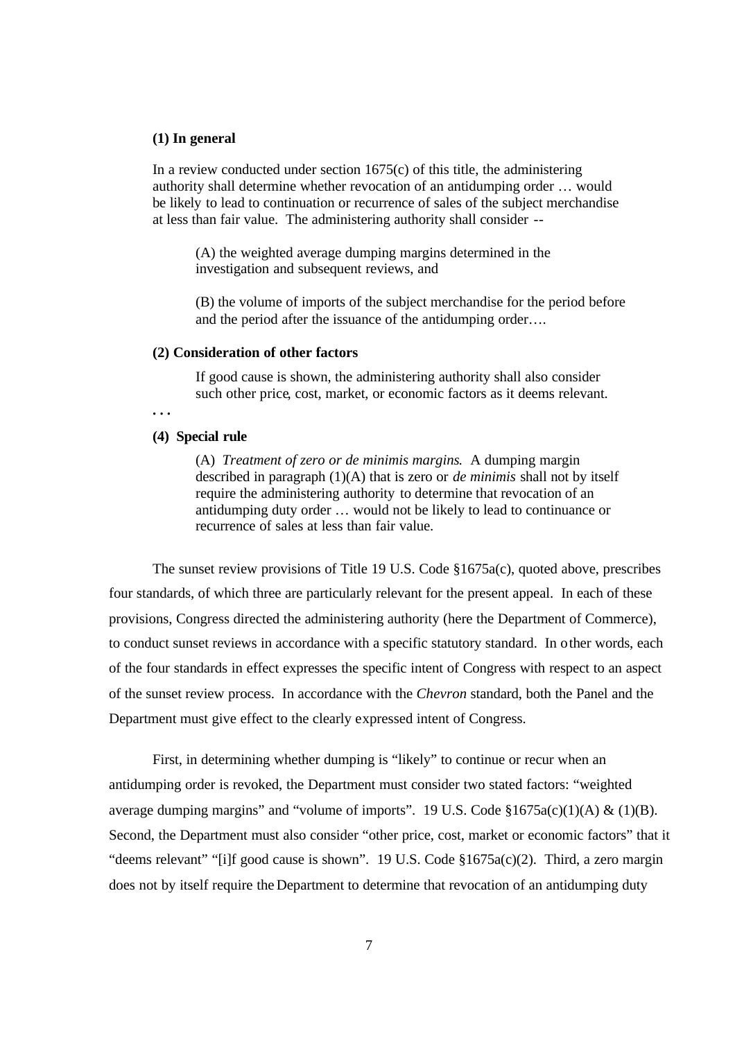**(1) In general**

> In a review conducted under section 1675(c) of this title, the administering authority shall determine whether revocation of an antidumping order … would be likely to lead to continuation or recurrence of sales of the subject merchandise at less than fair value. The administering authority shall consider --
>
> > (A) the weighted average dumping margins determined in the investigation and subsequent reviews, and
> >
> > (B) the volume of imports of the subject merchandise for the period before and the period after the issuance of the antidumping order….

**(2) Consideration of other factors**

> If good cause is shown, the administering authority shall also consider such other price, cost, market, or economic factors as it deems relevant.

. . .

**(4) Special rule**

> (A) *Treatment of zero or de minimis margins*. A dumping margin described in paragraph (1)(A) that is zero or *de minimis* shall not by itself require the administering authority to determine that revocation of an antidumping duty order … would not be likely to lead to continuance or recurrence of sales at less than fair value.

The sunset review provisions of Title 19 U.S. Code §1675a(c), quoted above, prescribes four standards, of which three are particularly relevant for the present appeal. In each of these provisions, Congress directed the administering authority (here the Department of Commerce), to conduct sunset reviews in accordance with a specific statutory standard. In other words, each of the four standards in effect expresses the specific intent of Congress with respect to an aspect of the sunset review process. In accordance with the *Chevron* standard, both the Panel and the Department must give effect to the clearly expressed intent of Congress.

First, in determining whether dumping is "likely" to continue or recur when an antidumping order is revoked, the Department must consider two stated factors: "weighted average dumping margins" and "volume of imports". 19 U.S. Code §1675a(c)(1)(A) & (1)(B). Second, the Department must also consider "other price, cost, market or economic factors" that it "deems relevant" "[i]f good cause is shown". 19 U.S. Code §1675a(c)(2). Third, a zero margin does not by itself require the Department to determine that revocation of an antidumping duty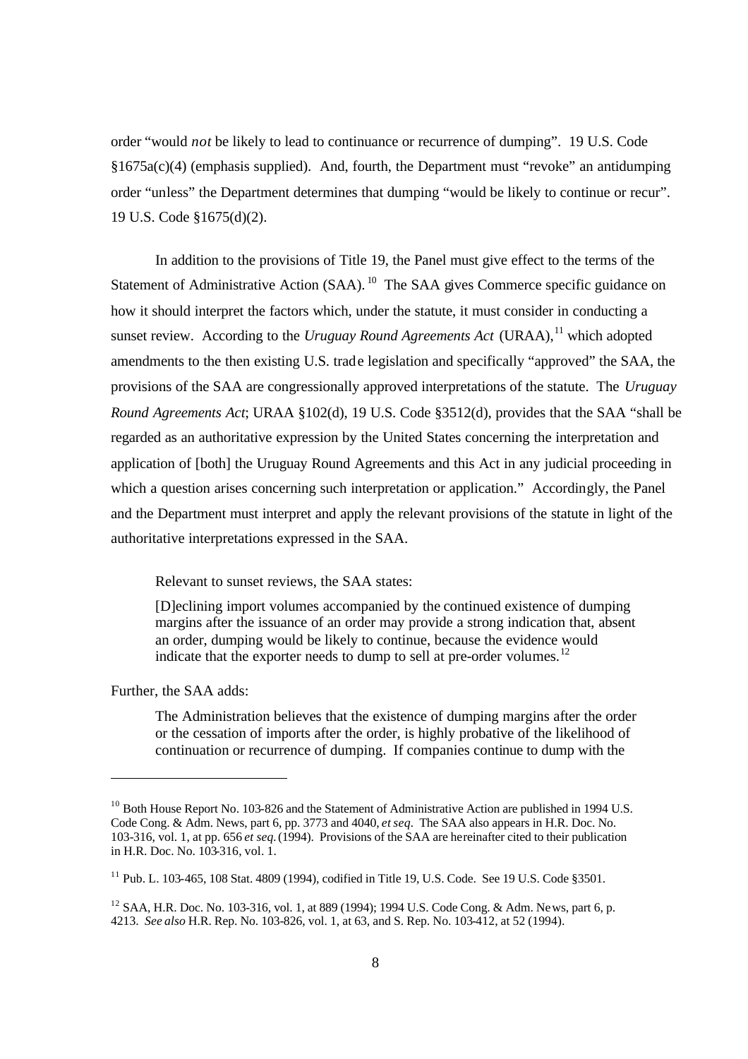order "would *not* be likely to lead to continuance or recurrence of dumping". 19 U.S. Code §1675a(c)(4) (emphasis supplied). And, fourth, the Department must "revoke" an antidumping order "unless" the Department determines that dumping "would be likely to continue or recur". 19 U.S. Code §1675(d)(2).

In addition to the provisions of Title 19, the Panel must give effect to the terms of the Statement of Administrative Action (SAA).[10] The SAA gives Commerce specific guidance on how it should interpret the factors which, under the statute, it must consider in conducting a sunset review. According to the *Uruguay Round Agreements Act* (URAA),[11] which adopted amendments to the then existing U.S. trade legislation and specifically "approved" the SAA, the provisions of the SAA are congressionally approved interpretations of the statute. The *Uruguay Round Agreements Act*; URAA §102(d), 19 U.S. Code §3512(d), provides that the SAA "shall be regarded as an authoritative expression by the United States concerning the interpretation and application of [both] the Uruguay Round Agreements and this Act in any judicial proceeding in which a question arises concerning such interpretation or application." Accordingly, the Panel and the Department must interpret and apply the relevant provisions of the statute in light of the authoritative interpretations expressed in the SAA.

Relevant to sunset reviews, the SAA states:

> [D]eclining import volumes accompanied by the continued existence of dumping margins after the issuance of an order may provide a strong indication that, absent an order, dumping would be likely to continue, because the evidence would indicate that the exporter needs to dump to sell at pre-order volumes.[12]

Further, the SAA adds:

> The Administration believes that the existence of dumping margins after the order or the cessation of imports after the order, is highly probative of the likelihood of continuation or recurrence of dumping. If companies continue to dump with the

---

[10] Both House Report No. 103-826 and the Statement of Administrative Action are published in 1994 U.S. Code Cong. & Adm. News, part 6, pp. 3773 and 4040, *et seq*. The SAA also appears in H.R. Doc. No. 103-316, vol. 1, at pp. 656 *et seq.* (1994). Provisions of the SAA are hereinafter cited to their publication in H.R. Doc. No. 103-316, vol. 1.

[11] Pub. L. 103-465, 108 Stat. 4809 (1994), codified in Title 19, U.S. Code. See 19 U.S. Code §3501.

[12] SAA, H.R. Doc. No. 103-316, vol. 1, at 889 (1994); 1994 U.S. Code Cong. & Adm. News, part 6, p. 4213. *See also* H.R. Rep. No. 103-826, vol. 1, at 63, and S. Rep. No. 103-412, at 52 (1994).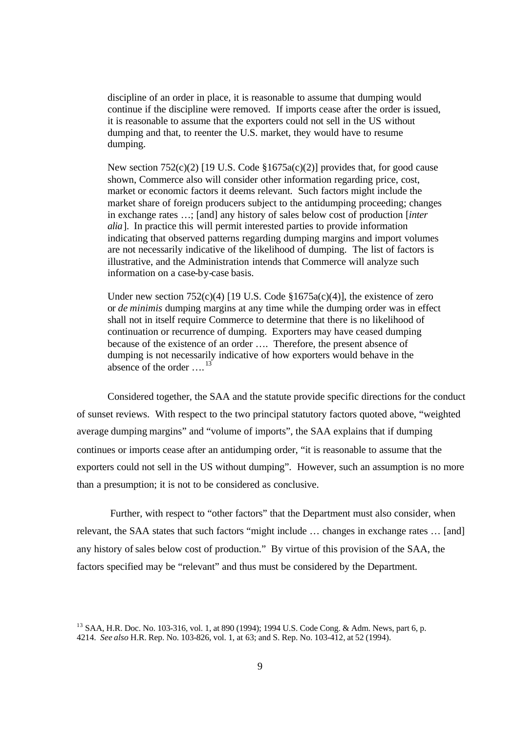> discipline of an order in place, it is reasonable to assume that dumping would continue if the discipline were removed. If imports cease after the order is issued, it is reasonable to assume that the exporters could not sell in the US without dumping and that, to reenter the U.S. market, they would have to resume dumping.
>
> New section 752(c)(2) [19 U.S. Code §1675a(c)(2)] provides that, for good cause shown, Commerce also will consider other information regarding price, cost, market or economic factors it deems relevant. Such factors might include the market share of foreign producers subject to the antidumping proceeding; changes in exchange rates …; [and] any history of sales below cost of production [*inter alia*]. In practice this will permit interested parties to provide information indicating that observed patterns regarding dumping margins and import volumes are not necessarily indicative of the likelihood of dumping. The list of factors is illustrative, and the Administration intends that Commerce will analyze such information on a case-by-case basis.
>
> Under new section 752(c)(4) [19 U.S. Code §1675a(c)(4)], the existence of zero or *de minimis* dumping margins at any time while the dumping order was in effect shall not in itself require Commerce to determine that there is no likelihood of continuation or recurrence of dumping. Exporters may have ceased dumping because of the existence of an order …. Therefore, the present absence of dumping is not necessarily indicative of how exporters would behave in the absence of the order ….[13]

Considered together, the SAA and the statute provide specific directions for the conduct of sunset reviews. With respect to the two principal statutory factors quoted above, "weighted average dumping margins" and "volume of imports", the SAA explains that if dumping continues or imports cease after an antidumping order, "it is reasonable to assume that the exporters could not sell in the US without dumping". However, such an assumption is no more than a presumption; it is not to be considered as conclusive.

Further, with respect to "other factors" that the Department must also consider, when relevant, the SAA states that such factors "might include … changes in exchange rates … [and] any history of sales below cost of production." By virtue of this provision of the SAA, the factors specified may be "relevant" and thus must be considered by the Department.

---

[13] SAA, H.R. Doc. No. 103-316, vol. 1, at 890 (1994); 1994 U.S. Code Cong. & Adm. News, part 6, p. 4214. *See also* H.R. Rep. No. 103-826, vol. 1, at 63; and S. Rep. No. 103-412, at 52 (1994).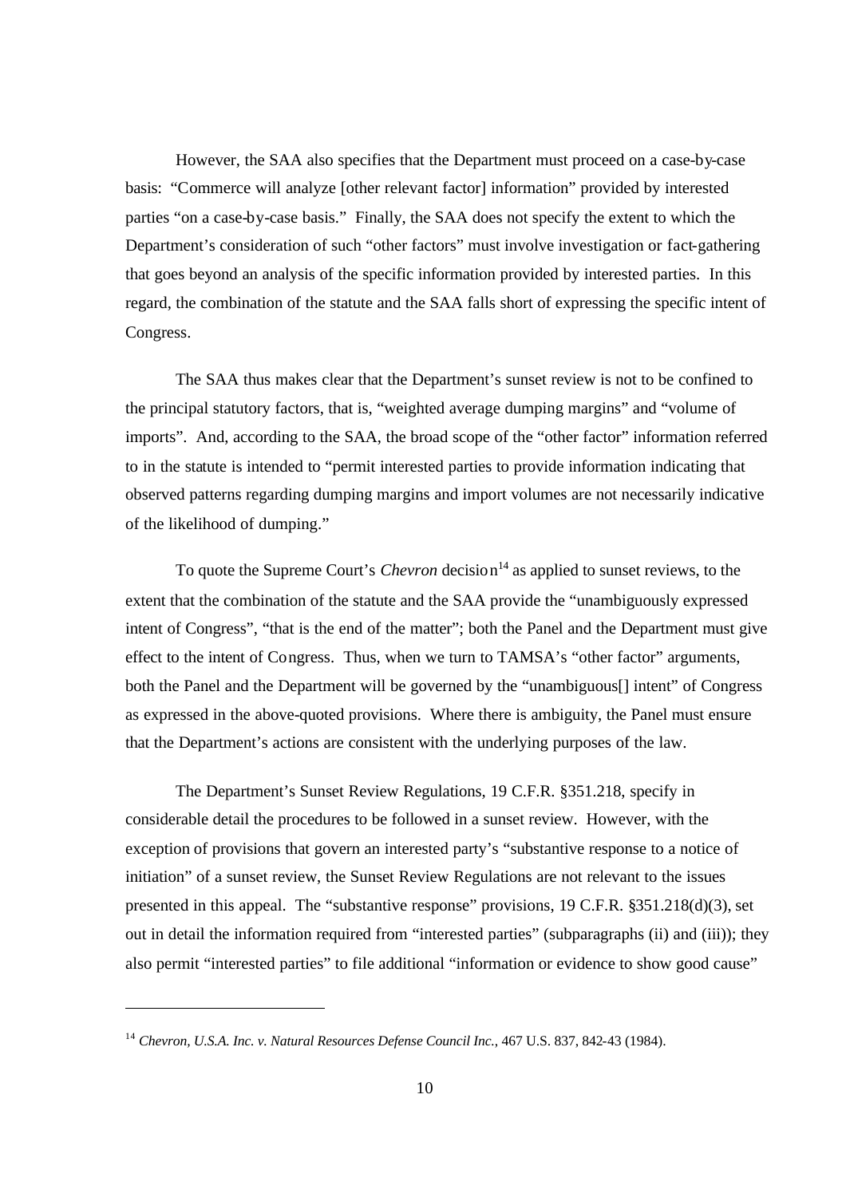However, the SAA also specifies that the Department must proceed on a case-by-case basis: "Commerce will analyze [other relevant factor] information" provided by interested parties "on a case-by-case basis." Finally, the SAA does not specify the extent to which the Department's consideration of such "other factors" must involve investigation or fact-gathering that goes beyond an analysis of the specific information provided by interested parties. In this regard, the combination of the statute and the SAA falls short of expressing the specific intent of Congress.

The SAA thus makes clear that the Department's sunset review is not to be confined to the principal statutory factors, that is, "weighted average dumping margins" and "volume of imports". And, according to the SAA, the broad scope of the "other factor" information referred to in the statute is intended to "permit interested parties to provide information indicating that observed patterns regarding dumping margins and import volumes are not necessarily indicative of the likelihood of dumping."

To quote the Supreme Court's *Chevron* decision[14] as applied to sunset reviews, to the extent that the combination of the statute and the SAA provide the "unambiguously expressed intent of Congress", "that is the end of the matter"; both the Panel and the Department must give effect to the intent of Congress. Thus, when we turn to TAMSA's "other factor" arguments, both the Panel and the Department will be governed by the "unambiguous[] intent" of Congress as expressed in the above-quoted provisions. Where there is ambiguity, the Panel must ensure that the Department's actions are consistent with the underlying purposes of the law.

The Department's Sunset Review Regulations, 19 C.F.R. §351.218, specify in considerable detail the procedures to be followed in a sunset review. However, with the exception of provisions that govern an interested party's "substantive response to a notice of initiation" of a sunset review, the Sunset Review Regulations are not relevant to the issues presented in this appeal. The "substantive response" provisions, 19 C.F.R. §351.218(d)(3), set out in detail the information required from "interested parties" (subparagraphs (ii) and (iii)); they also permit "interested parties" to file additional "information or evidence to show good cause"

---

[14] *Chevron, U.S.A. Inc. v. Natural Resources Defense Council Inc.*, 467 U.S. 837, 842-43 (1984).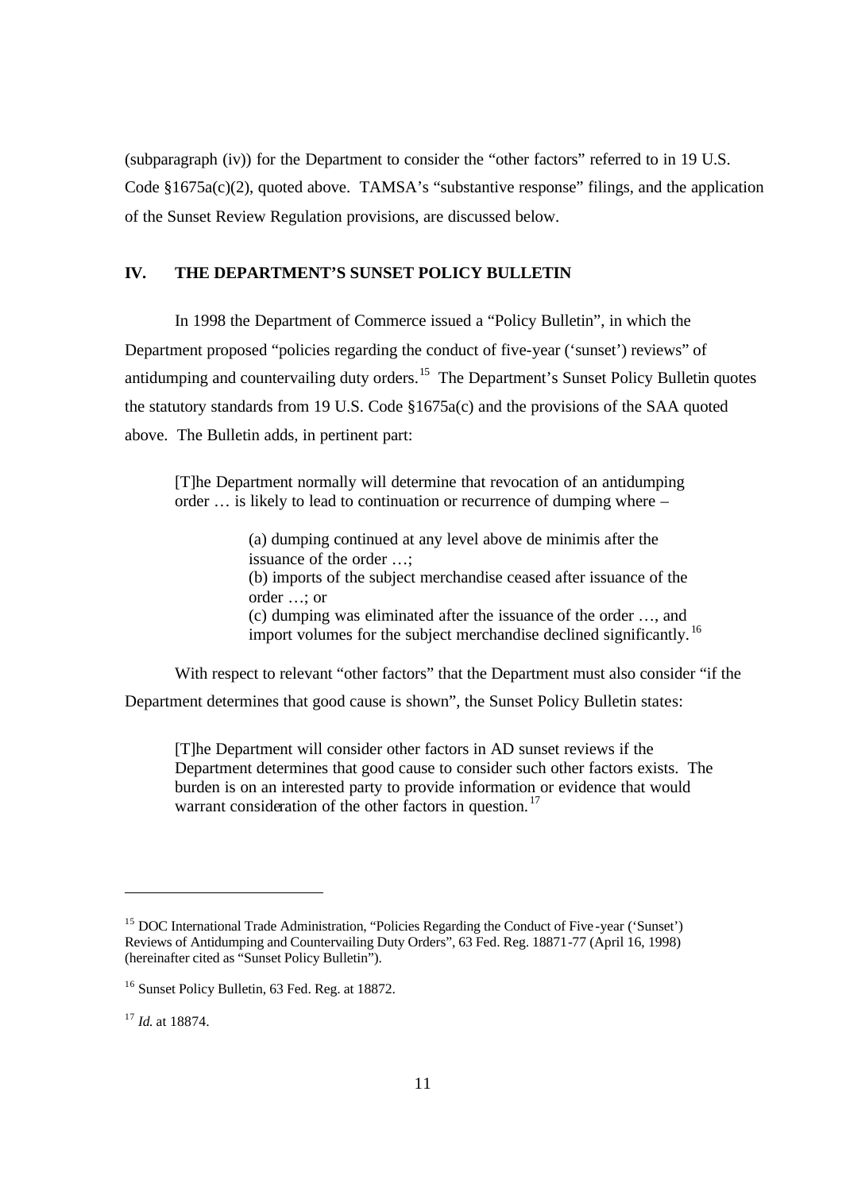(subparagraph (iv)) for the Department to consider the "other factors" referred to in 19 U.S. Code §1675a(c)(2), quoted above. TAMSA's "substantive response" filings, and the application of the Sunset Review Regulation provisions, are discussed below.

## IV. THE DEPARTMENT'S SUNSET POLICY BULLETIN

In 1998 the Department of Commerce issued a "Policy Bulletin", in which the Department proposed "policies regarding the conduct of five-year ('sunset') reviews" of antidumping and countervailing duty orders.[15] The Department's Sunset Policy Bulletin quotes the statutory standards from 19 U.S. Code §1675a(c) and the provisions of the SAA quoted above. The Bulletin adds, in pertinent part:

> [T]he Department normally will determine that revocation of an antidumping order … is likely to lead to continuation or recurrence of dumping where –
>
> > (a) dumping continued at any level above de minimis after the issuance of the order …;
> > (b) imports of the subject merchandise ceased after issuance of the order …; or
> > (c) dumping was eliminated after the issuance of the order …, and import volumes for the subject merchandise declined significantly.[16]

With respect to relevant "other factors" that the Department must also consider "if the Department determines that good cause is shown", the Sunset Policy Bulletin states:

> [T]he Department will consider other factors in AD sunset reviews if the Department determines that good cause to consider such other factors exists. The burden is on an interested party to provide information or evidence that would warrant consideration of the other factors in question.[17]

---

[15] DOC International Trade Administration, "Policies Regarding the Conduct of Five-year ('Sunset') Reviews of Antidumping and Countervailing Duty Orders", 63 Fed. Reg. 18871-77 (April 16, 1998) (hereinafter cited as "Sunset Policy Bulletin").

[16] Sunset Policy Bulletin, 63 Fed. Reg. at 18872.

[17] *Id.* at 18874.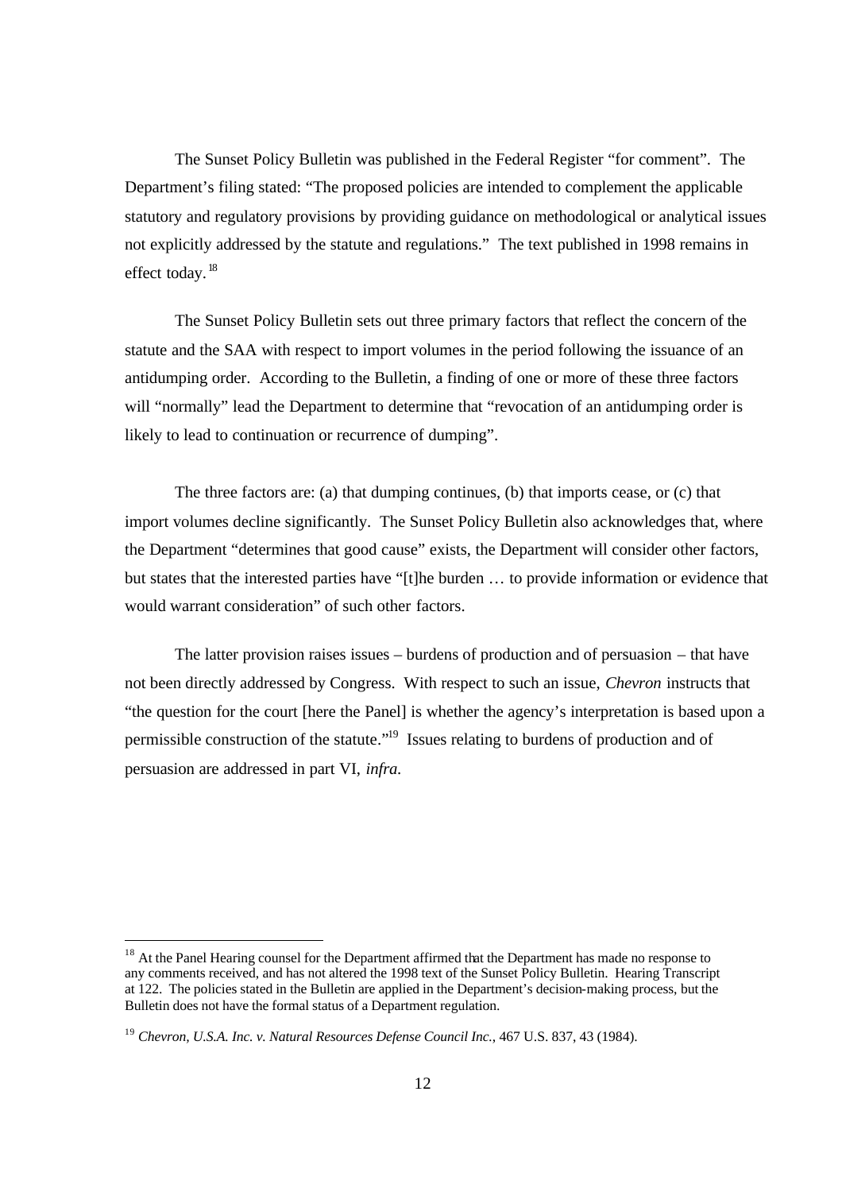The Sunset Policy Bulletin was published in the Federal Register "for comment". The Department's filing stated: "The proposed policies are intended to complement the applicable statutory and regulatory provisions by providing guidance on methodological or analytical issues not explicitly addressed by the statute and regulations." The text published in 1998 remains in effect today.[18]

The Sunset Policy Bulletin sets out three primary factors that reflect the concern of the statute and the SAA with respect to import volumes in the period following the issuance of an antidumping order. According to the Bulletin, a finding of one or more of these three factors will "normally" lead the Department to determine that "revocation of an antidumping order is likely to lead to continuation or recurrence of dumping".

The three factors are: (a) that dumping continues, (b) that imports cease, or (c) that import volumes decline significantly. The Sunset Policy Bulletin also acknowledges that, where the Department "determines that good cause" exists, the Department will consider other factors, but states that the interested parties have "[t]he burden … to provide information or evidence that would warrant consideration" of such other factors.

The latter provision raises issues – burdens of production and of persuasion – that have not been directly addressed by Congress. With respect to such an issue, *Chevron* instructs that "the question for the court [here the Panel] is whether the agency's interpretation is based upon a permissible construction of the statute."[19] Issues relating to burdens of production and of persuasion are addressed in part VI, *infra*.

---

[18] At the Panel Hearing counsel for the Department affirmed that the Department has made no response to any comments received, and has not altered the 1998 text of the Sunset Policy Bulletin. Hearing Transcript at 122. The policies stated in the Bulletin are applied in the Department's decision-making process, but the Bulletin does not have the formal status of a Department regulation.

[19] *Chevron, U.S.A. Inc. v. Natural Resources Defense Council Inc.*, 467 U.S. 837, 43 (1984).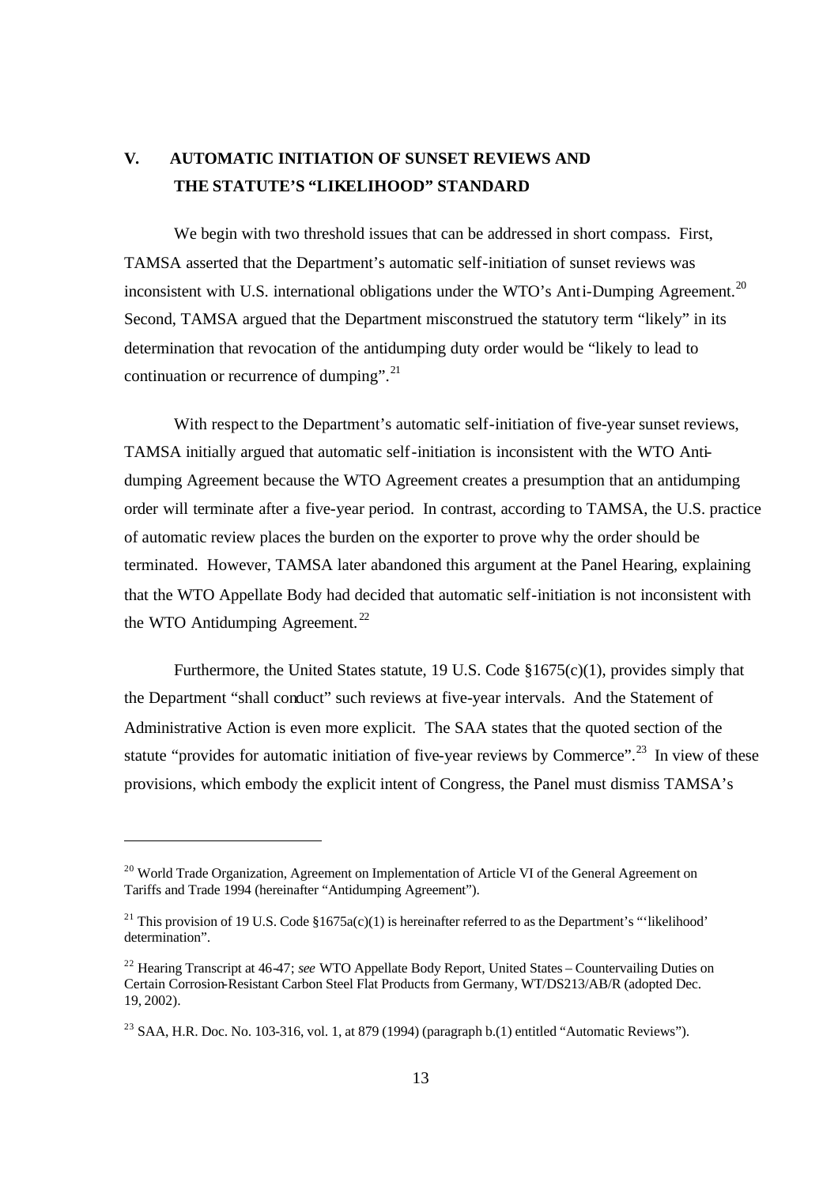## V. AUTOMATIC INITIATION OF SUNSET REVIEWS AND THE STATUTE'S "LIKELIHOOD" STANDARD

We begin with two threshold issues that can be addressed in short compass. First, TAMSA asserted that the Department's automatic self-initiation of sunset reviews was inconsistent with U.S. international obligations under the WTO's Anti-Dumping Agreement.[20] Second, TAMSA argued that the Department misconstrued the statutory term "likely" in its determination that revocation of the antidumping duty order would be "likely to lead to continuation or recurrence of dumping".[21]

With respect to the Department's automatic self-initiation of five-year sunset reviews, TAMSA initially argued that automatic self-initiation is inconsistent with the WTO Anti-dumping Agreement because the WTO Agreement creates a presumption that an antidumping order will terminate after a five-year period. In contrast, according to TAMSA, the U.S. practice of automatic review places the burden on the exporter to prove why the order should be terminated. However, TAMSA later abandoned this argument at the Panel Hearing, explaining that the WTO Appellate Body had decided that automatic self-initiation is not inconsistent with the WTO Antidumping Agreement.[22]

Furthermore, the United States statute, 19 U.S. Code §1675(c)(1), provides simply that the Department "shall conduct" such reviews at five-year intervals. And the Statement of Administrative Action is even more explicit. The SAA states that the quoted section of the statute "provides for automatic initiation of five-year reviews by Commerce".[23] In view of these provisions, which embody the explicit intent of Congress, the Panel must dismiss TAMSA's

---

[20] World Trade Organization, Agreement on Implementation of Article VI of the General Agreement on Tariffs and Trade 1994 (hereinafter "Antidumping Agreement").

[21] This provision of 19 U.S. Code §1675a(c)(1) is hereinafter referred to as the Department's "'likelihood' determination".

[22] Hearing Transcript at 46-47; *see* WTO Appellate Body Report, United States – Countervailing Duties on Certain Corrosion-Resistant Carbon Steel Flat Products from Germany, WT/DS213/AB/R (adopted Dec. 19, 2002).

[23] SAA, H.R. Doc. No. 103-316, vol. 1, at 879 (1994) (paragraph b.(1) entitled "Automatic Reviews").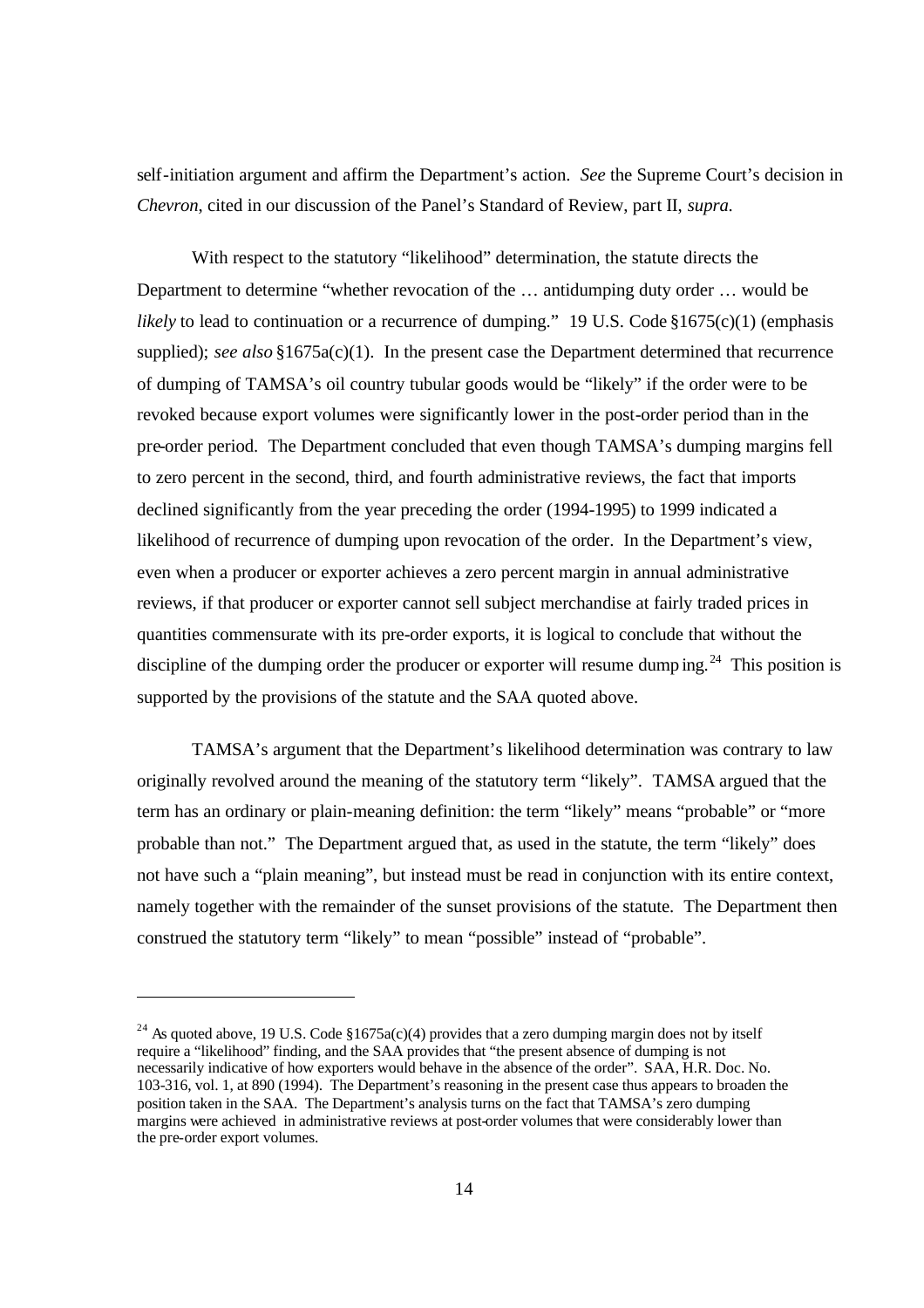self-initiation argument and affirm the Department's action. *See* the Supreme Court's decision in *Chevron*, cited in our discussion of the Panel's Standard of Review, part II, *supra.*

With respect to the statutory "likelihood" determination, the statute directs the Department to determine "whether revocation of the … antidumping duty order … would be *likely* to lead to continuation or a recurrence of dumping." 19 U.S. Code §1675(c)(1) (emphasis supplied); *see also* §1675a(c)(1). In the present case the Department determined that recurrence of dumping of TAMSA's oil country tubular goods would be "likely" if the order were to be revoked because export volumes were significantly lower in the post-order period than in the pre-order period. The Department concluded that even though TAMSA's dumping margins fell to zero percent in the second, third, and fourth administrative reviews, the fact that imports declined significantly from the year preceding the order (1994-1995) to 1999 indicated a likelihood of recurrence of dumping upon revocation of the order. In the Department's view, even when a producer or exporter achieves a zero percent margin in annual administrative reviews, if that producer or exporter cannot sell subject merchandise at fairly traded prices in quantities commensurate with its pre-order exports, it is logical to conclude that without the discipline of the dumping order the producer or exporter will resume dumping.[24] This position is supported by the provisions of the statute and the SAA quoted above.

TAMSA's argument that the Department's likelihood determination was contrary to law originally revolved around the meaning of the statutory term "likely". TAMSA argued that the term has an ordinary or plain-meaning definition: the term "likely" means "probable" or "more probable than not." The Department argued that, as used in the statute, the term "likely" does not have such a "plain meaning", but instead must be read in conjunction with its entire context, namely together with the remainder of the sunset provisions of the statute. The Department then construed the statutory term "likely" to mean "possible" instead of "probable".

---

[24] As quoted above, 19 U.S. Code §1675a(c)(4) provides that a zero dumping margin does not by itself require a "likelihood" finding, and the SAA provides that "the present absence of dumping is not necessarily indicative of how exporters would behave in the absence of the order". SAA, H.R. Doc. No. 103-316, vol. 1, at 890 (1994). The Department's reasoning in the present case thus appears to broaden the position taken in the SAA. The Department's analysis turns on the fact that TAMSA's zero dumping margins were achieved in administrative reviews at post-order volumes that were considerably lower than the pre-order export volumes.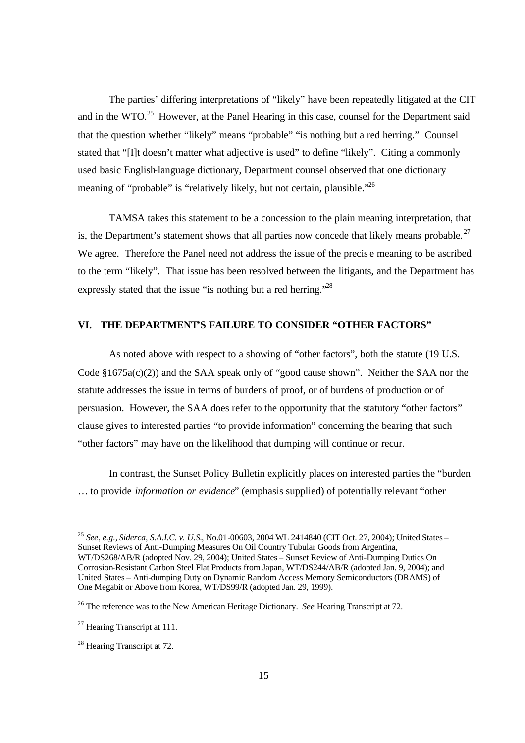The parties' differing interpretations of "likely" have been repeatedly litigated at the CIT and in the WTO.[25] However, at the Panel Hearing in this case, counsel for the Department said that the question whether "likely" means "probable" "is nothing but a red herring." Counsel stated that "[I]t doesn't matter what adjective is used" to define "likely". Citing a commonly used basic English-language dictionary, Department counsel observed that one dictionary meaning of "probable" is "relatively likely, but not certain, plausible."[26]

TAMSA takes this statement to be a concession to the plain meaning interpretation, that is, the Department's statement shows that all parties now concede that likely means probable.[27] We agree. Therefore the Panel need not address the issue of the precise meaning to be ascribed to the term "likely". That issue has been resolved between the litigants, and the Department has expressly stated that the issue "is nothing but a red herring."[28]

## VI. THE DEPARTMENT'S FAILURE TO CONSIDER "OTHER FACTORS"

As noted above with respect to a showing of "other factors", both the statute (19 U.S. Code §1675a(c)(2)) and the SAA speak only of "good cause shown". Neither the SAA nor the statute addresses the issue in terms of burdens of proof, or of burdens of production or of persuasion. However, the SAA does refer to the opportunity that the statutory "other factors" clause gives to interested parties "to provide information" concerning the bearing that such "other factors" may have on the likelihood that dumping will continue or recur.

In contrast, the Sunset Policy Bulletin explicitly places on interested parties the "burden … to provide *information or evidence*" (emphasis supplied) of potentially relevant "other

---

[25] *See, e.g., Siderca, S.A.I.C. v. U.S.*, No.01-00603, 2004 WL 2414840 (CIT Oct. 27, 2004); United States – Sunset Reviews of Anti-Dumping Measures On Oil Country Tubular Goods from Argentina, WT/DS268/AB/R (adopted Nov. 29, 2004); United States – Sunset Review of Anti-Dumping Duties On Corrosion-Resistant Carbon Steel Flat Products from Japan, WT/DS244/AB/R (adopted Jan. 9, 2004); and United States – Anti-dumping Duty on Dynamic Random Access Memory Semiconductors (DRAMS) of One Megabit or Above from Korea, WT/DS99/R (adopted Jan. 29, 1999).

[26] The reference was to the New American Heritage Dictionary. *See* Hearing Transcript at 72.

[27] Hearing Transcript at 111.

[28] Hearing Transcript at 72.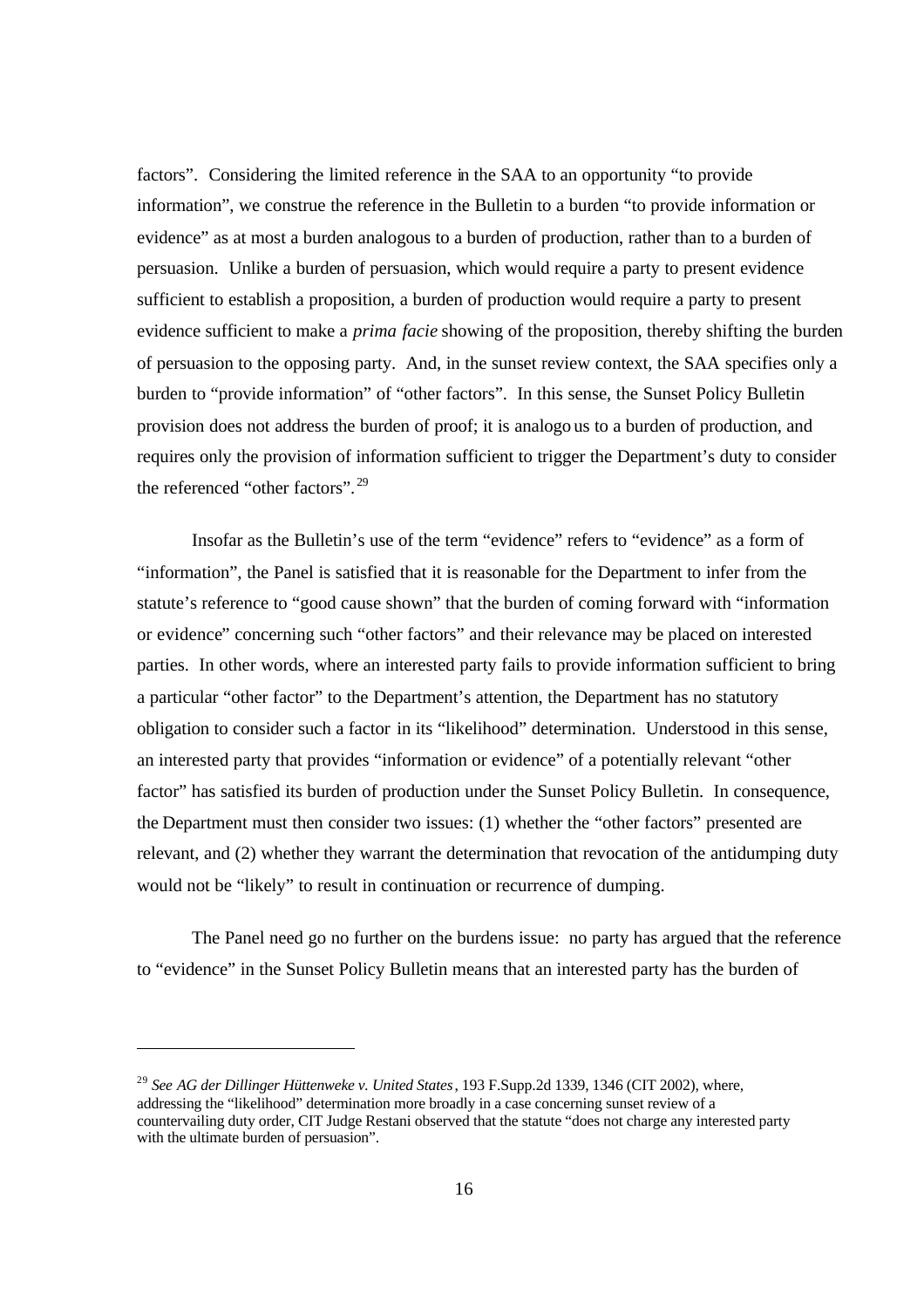factors". Considering the limited reference in the SAA to an opportunity "to provide information", we construe the reference in the Bulletin to a burden "to provide information or evidence" as at most a burden analogous to a burden of production, rather than to a burden of persuasion. Unlike a burden of persuasion, which would require a party to present evidence sufficient to establish a proposition, a burden of production would require a party to present evidence sufficient to make a *prima facie* showing of the proposition, thereby shifting the burden of persuasion to the opposing party. And, in the sunset review context, the SAA specifies only a burden to "provide information" of "other factors". In this sense, the Sunset Policy Bulletin provision does not address the burden of proof; it is analogous to a burden of production, and requires only the provision of information sufficient to trigger the Department's duty to consider the referenced "other factors".[29]

Insofar as the Bulletin's use of the term "evidence" refers to "evidence" as a form of "information", the Panel is satisfied that it is reasonable for the Department to infer from the statute's reference to "good cause shown" that the burden of coming forward with "information or evidence" concerning such "other factors" and their relevance may be placed on interested parties. In other words, where an interested party fails to provide information sufficient to bring a particular "other factor" to the Department's attention, the Department has no statutory obligation to consider such a factor in its "likelihood" determination. Understood in this sense, an interested party that provides "information or evidence" of a potentially relevant "other factor" has satisfied its burden of production under the Sunset Policy Bulletin. In consequence, the Department must then consider two issues: (1) whether the "other factors" presented are relevant, and (2) whether they warrant the determination that revocation of the antidumping duty would not be "likely" to result in continuation or recurrence of dumping.

The Panel need go no further on the burdens issue: no party has argued that the reference to "evidence" in the Sunset Policy Bulletin means that an interested party has the burden of

---

[29] *See AG der Dillinger Hüttenweke v. United States*, 193 F.Supp.2d 1339, 1346 (CIT 2002), where, addressing the "likelihood" determination more broadly in a case concerning sunset review of a countervailing duty order, CIT Judge Restani observed that the statute "does not charge any interested party with the ultimate burden of persuasion".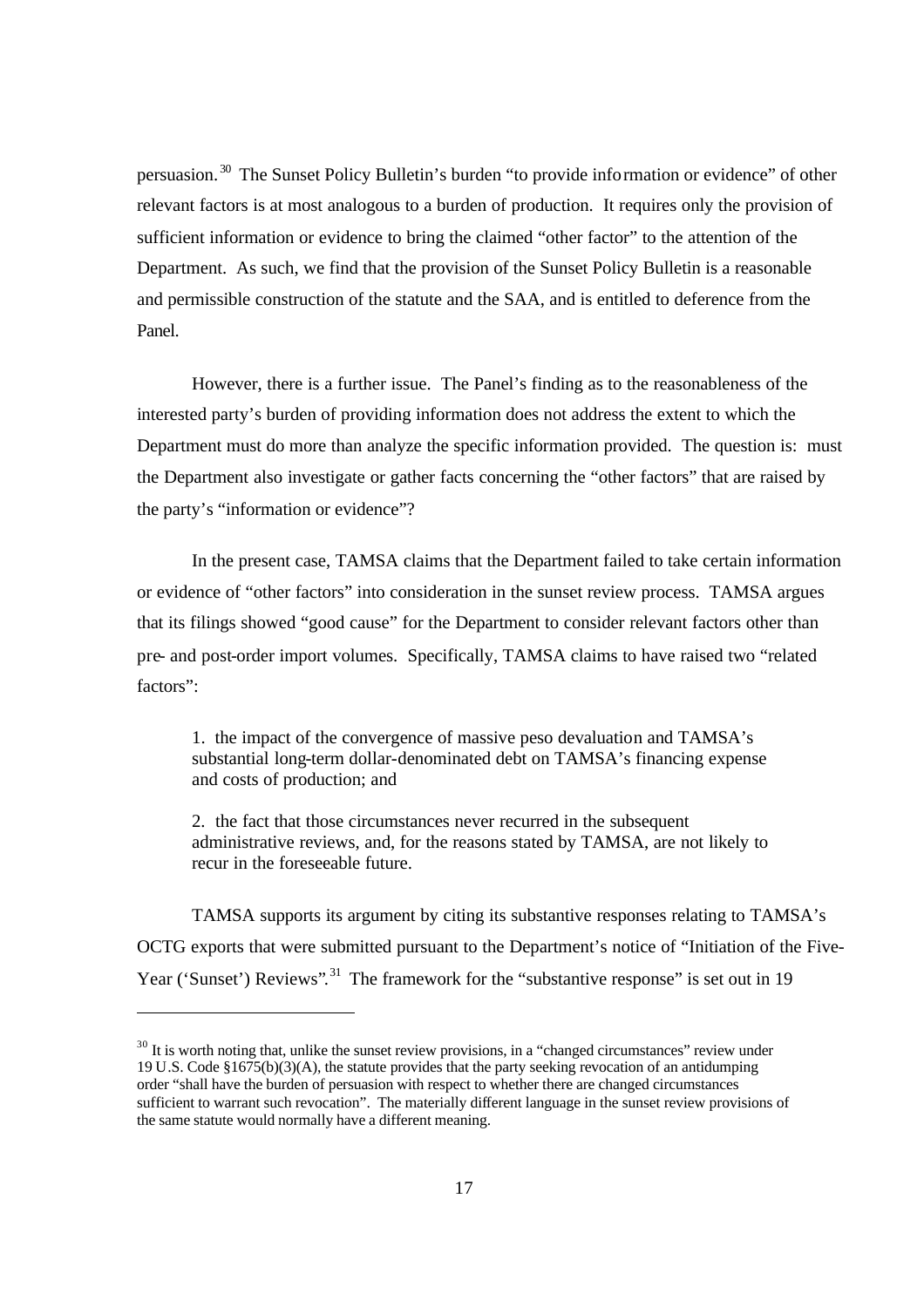persuasion.[30] The Sunset Policy Bulletin's burden "to provide information or evidence" of other relevant factors is at most analogous to a burden of production. It requires only the provision of sufficient information or evidence to bring the claimed "other factor" to the attention of the Department. As such, we find that the provision of the Sunset Policy Bulletin is a reasonable and permissible construction of the statute and the SAA, and is entitled to deference from the Panel.

However, there is a further issue. The Panel's finding as to the reasonableness of the interested party's burden of providing information does not address the extent to which the Department must do more than analyze the specific information provided. The question is: must the Department also investigate or gather facts concerning the "other factors" that are raised by the party's "information or evidence"?

In the present case, TAMSA claims that the Department failed to take certain information or evidence of "other factors" into consideration in the sunset review process. TAMSA argues that its filings showed "good cause" for the Department to consider relevant factors other than pre- and post-order import volumes. Specifically, TAMSA claims to have raised two "related factors":

> 1. the impact of the convergence of massive peso devaluation and TAMSA's substantial long-term dollar-denominated debt on TAMSA's financing expense and costs of production; and
>
> 2. the fact that those circumstances never recurred in the subsequent administrative reviews, and, for the reasons stated by TAMSA, are not likely to recur in the foreseeable future.

TAMSA supports its argument by citing its substantive responses relating to TAMSA's OCTG exports that were submitted pursuant to the Department's notice of "Initiation of the Five-Year ('Sunset') Reviews".[31] The framework for the "substantive response" is set out in 19

---

[30] It is worth noting that, unlike the sunset review provisions, in a "changed circumstances" review under 19 U.S. Code §1675(b)(3)(A), the statute provides that the party seeking revocation of an antidumping order "shall have the burden of persuasion with respect to whether there are changed circumstances sufficient to warrant such revocation". The materially different language in the sunset review provisions of the same statute would normally have a different meaning.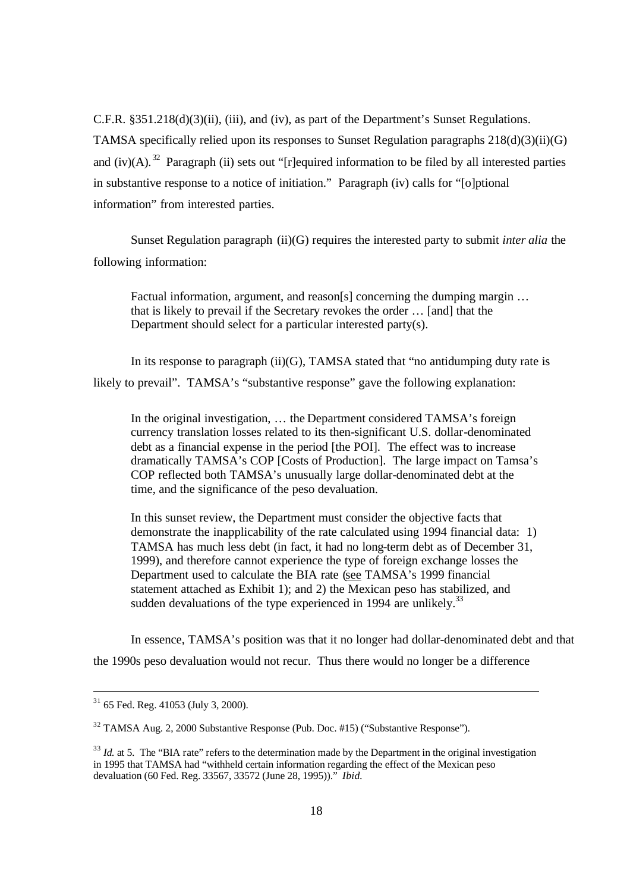C.F.R. §351.218(d)(3)(ii), (iii), and (iv), as part of the Department's Sunset Regulations. TAMSA specifically relied upon its responses to Sunset Regulation paragraphs 218(d)(3)(ii)(G) and (iv)(A).[32] Paragraph (ii) sets out "[r]equired information to be filed by all interested parties in substantive response to a notice of initiation." Paragraph (iv) calls for "[o]ptional information" from interested parties.

Sunset Regulation paragraph (ii)(G) requires the interested party to submit *inter alia* the following information:

> Factual information, argument, and reason[s] concerning the dumping margin … that is likely to prevail if the Secretary revokes the order … [and] that the Department should select for a particular interested party(s).

In its response to paragraph (ii)(G), TAMSA stated that "no antidumping duty rate is likely to prevail". TAMSA's "substantive response" gave the following explanation:

> In the original investigation, … the Department considered TAMSA's foreign currency translation losses related to its then-significant U.S. dollar-denominated debt as a financial expense in the period [the POI]. The effect was to increase dramatically TAMSA's COP [Costs of Production]. The large impact on Tamsa's COP reflected both TAMSA's unusually large dollar-denominated debt at the time, and the significance of the peso devaluation.
>
> In this sunset review, the Department must consider the objective facts that demonstrate the inapplicability of the rate calculated using 1994 financial data: 1) TAMSA has much less debt (in fact, it had no long-term debt as of December 31, 1999), and therefore cannot experience the type of foreign exchange losses the Department used to calculate the BIA rate (see TAMSA's 1999 financial statement attached as Exhibit 1); and 2) the Mexican peso has stabilized, and sudden devaluations of the type experienced in 1994 are unlikely.[33]

In essence, TAMSA's position was that it no longer had dollar-denominated debt and that the 1990s peso devaluation would not recur. Thus there would no longer be a difference

---

[31] 65 Fed. Reg. 41053 (July 3, 2000).

[32] TAMSA Aug. 2, 2000 Substantive Response (Pub. Doc. #15) ("Substantive Response").

[33] *Id.* at 5. The "BIA rate" refers to the determination made by the Department in the original investigation in 1995 that TAMSA had "withheld certain information regarding the effect of the Mexican peso devaluation (60 Fed. Reg. 33567, 33572 (June 28, 1995))." *Ibid.*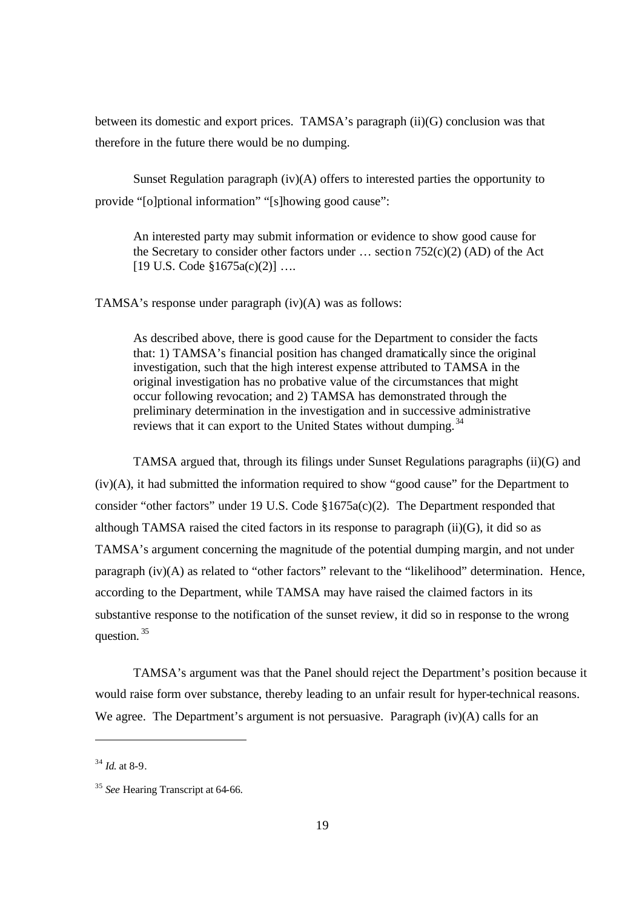between its domestic and export prices. TAMSA's paragraph (ii)(G) conclusion was that therefore in the future there would be no dumping.

Sunset Regulation paragraph (iv)(A) offers to interested parties the opportunity to provide "[o]ptional information" "[s]howing good cause":

> An interested party may submit information or evidence to show good cause for the Secretary to consider other factors under … section 752(c)(2) (AD) of the Act [19 U.S. Code §1675a(c)(2)] ….

TAMSA's response under paragraph (iv)(A) was as follows:

> As described above, there is good cause for the Department to consider the facts that: 1) TAMSA's financial position has changed dramatically since the original investigation, such that the high interest expense attributed to TAMSA in the original investigation has no probative value of the circumstances that might occur following revocation; and 2) TAMSA has demonstrated through the preliminary determination in the investigation and in successive administrative reviews that it can export to the United States without dumping.[34]

TAMSA argued that, through its filings under Sunset Regulations paragraphs (ii)(G) and (iv)(A), it had submitted the information required to show "good cause" for the Department to consider "other factors" under 19 U.S. Code §1675a(c)(2). The Department responded that although TAMSA raised the cited factors in its response to paragraph (ii)(G), it did so as TAMSA's argument concerning the magnitude of the potential dumping margin, and not under paragraph (iv)(A) as related to "other factors" relevant to the "likelihood" determination. Hence, according to the Department, while TAMSA may have raised the claimed factors in its substantive response to the notification of the sunset review, it did so in response to the wrong question.[35]

TAMSA's argument was that the Panel should reject the Department's position because it would raise form over substance, thereby leading to an unfair result for hyper-technical reasons. We agree. The Department's argument is not persuasive. Paragraph (iv)(A) calls for an

---

[34] *Id.* at 8-9.

[35] *See* Hearing Transcript at 64-66.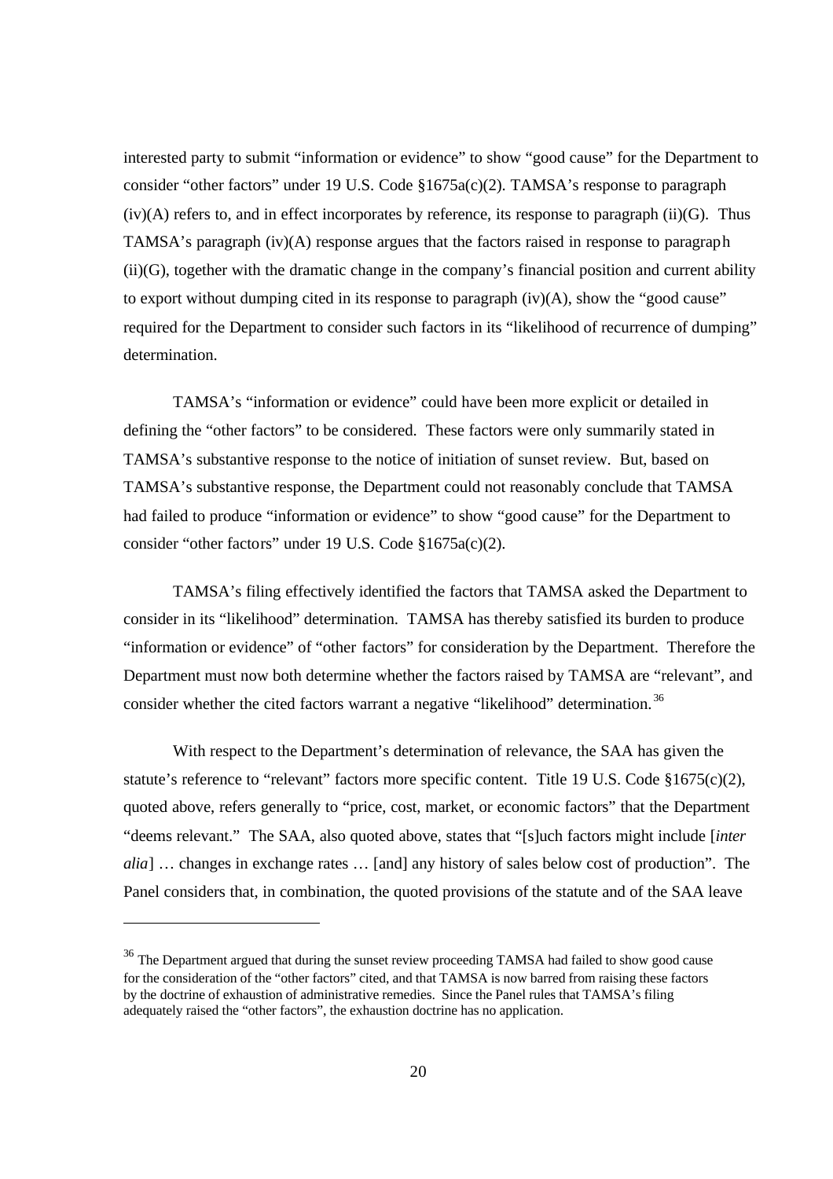interested party to submit "information or evidence" to show "good cause" for the Department to consider "other factors" under 19 U.S. Code §1675a(c)(2). TAMSA's response to paragraph (iv)(A) refers to, and in effect incorporates by reference, its response to paragraph (ii)(G). Thus TAMSA's paragraph (iv)(A) response argues that the factors raised in response to paragraph (ii)(G), together with the dramatic change in the company's financial position and current ability to export without dumping cited in its response to paragraph (iv)(A), show the "good cause" required for the Department to consider such factors in its "likelihood of recurrence of dumping" determination.

TAMSA's "information or evidence" could have been more explicit or detailed in defining the "other factors" to be considered. These factors were only summarily stated in TAMSA's substantive response to the notice of initiation of sunset review. But, based on TAMSA's substantive response, the Department could not reasonably conclude that TAMSA had failed to produce "information or evidence" to show "good cause" for the Department to consider "other factors" under 19 U.S. Code §1675a(c)(2).

TAMSA's filing effectively identified the factors that TAMSA asked the Department to consider in its "likelihood" determination. TAMSA has thereby satisfied its burden to produce "information or evidence" of "other factors" for consideration by the Department. Therefore the Department must now both determine whether the factors raised by TAMSA are "relevant", and consider whether the cited factors warrant a negative "likelihood" determination.[36]

With respect to the Department's determination of relevance, the SAA has given the statute's reference to "relevant" factors more specific content. Title 19 U.S. Code §1675(c)(2), quoted above, refers generally to "price, cost, market, or economic factors" that the Department "deems relevant." The SAA, also quoted above, states that "[s]uch factors might include [*inter alia*] … changes in exchange rates … [and] any history of sales below cost of production". The Panel considers that, in combination, the quoted provisions of the statute and of the SAA leave

---

[36] The Department argued that during the sunset review proceeding TAMSA had failed to show good cause for the consideration of the "other factors" cited, and that TAMSA is now barred from raising these factors by the doctrine of exhaustion of administrative remedies. Since the Panel rules that TAMSA's filing adequately raised the "other factors", the exhaustion doctrine has no application.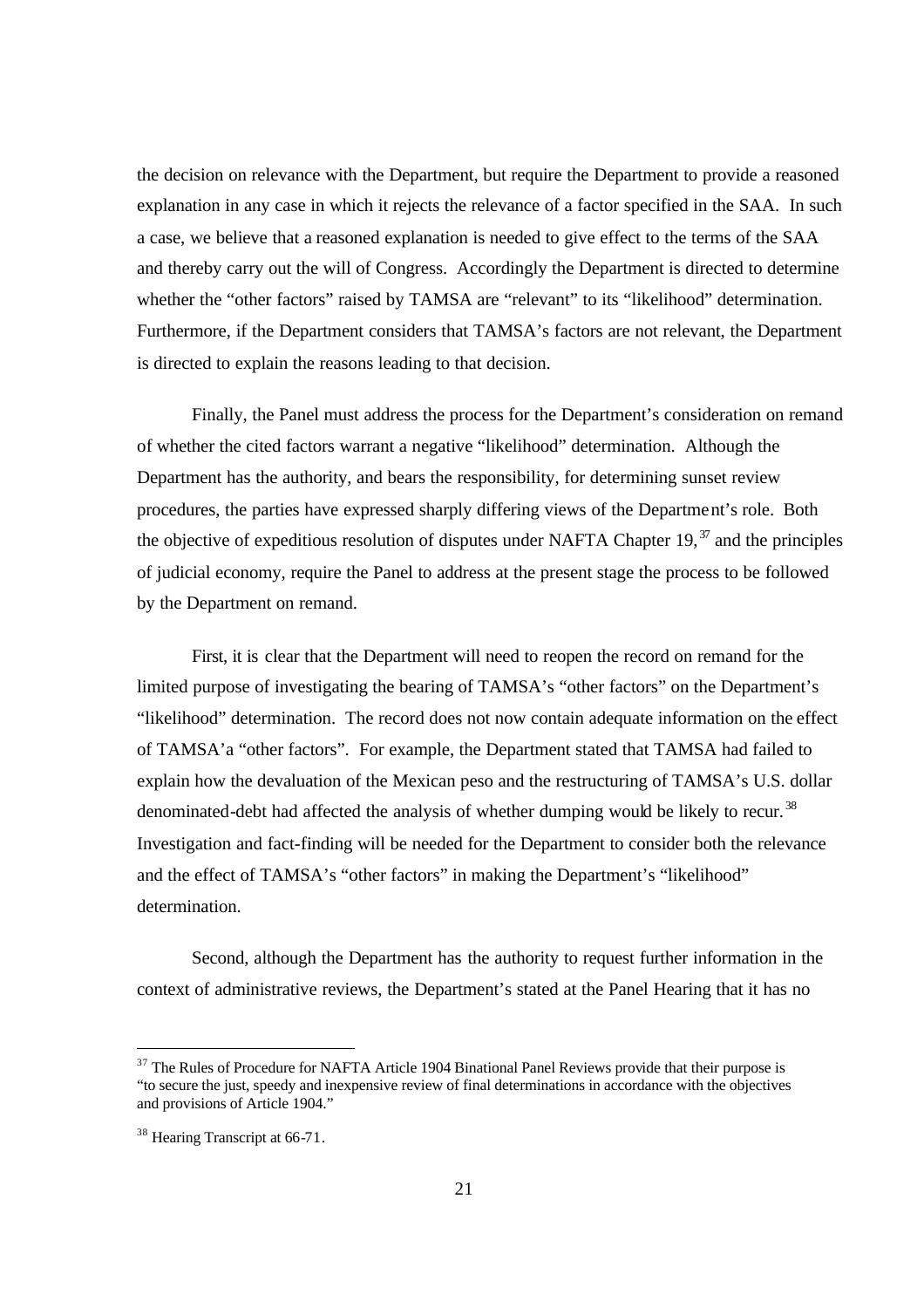the decision on relevance with the Department, but require the Department to provide a reasoned explanation in any case in which it rejects the relevance of a factor specified in the SAA. In such a case, we believe that a reasoned explanation is needed to give effect to the terms of the SAA and thereby carry out the will of Congress. Accordingly the Department is directed to determine whether the "other factors" raised by TAMSA are "relevant" to its "likelihood" determination. Furthermore, if the Department considers that TAMSA's factors are not relevant, the Department is directed to explain the reasons leading to that decision.

Finally, the Panel must address the process for the Department's consideration on remand of whether the cited factors warrant a negative "likelihood" determination. Although the Department has the authority, and bears the responsibility, for determining sunset review procedures, the parties have expressed sharply differing views of the Department's role. Both the objective of expeditious resolution of disputes under NAFTA Chapter 19,[37] and the principles of judicial economy, require the Panel to address at the present stage the process to be followed by the Department on remand.

First, it is clear that the Department will need to reopen the record on remand for the limited purpose of investigating the bearing of TAMSA's "other factors" on the Department's "likelihood" determination. The record does not now contain adequate information on the effect of TAMSA'a "other factors". For example, the Department stated that TAMSA had failed to explain how the devaluation of the Mexican peso and the restructuring of TAMSA's U.S. dollar denominated-debt had affected the analysis of whether dumping would be likely to recur.[38] Investigation and fact-finding will be needed for the Department to consider both the relevance and the effect of TAMSA's "other factors" in making the Department's "likelihood" determination.

Second, although the Department has the authority to request further information in the context of administrative reviews, the Department's stated at the Panel Hearing that it has no

---

[37] The Rules of Procedure for NAFTA Article 1904 Binational Panel Reviews provide that their purpose is "to secure the just, speedy and inexpensive review of final determinations in accordance with the objectives and provisions of Article 1904."

[38] Hearing Transcript at 66-71.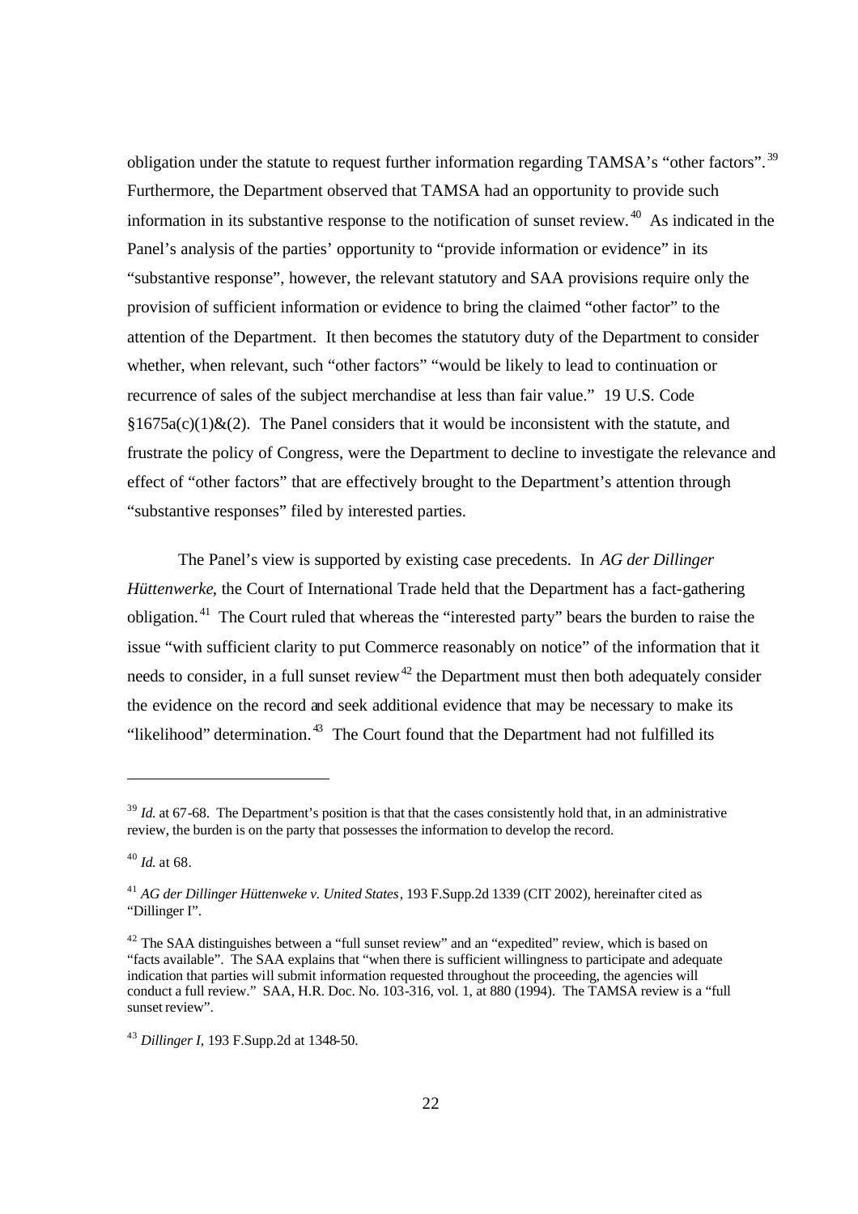obligation under the statute to request further information regarding TAMSA's "other factors".[39] Furthermore, the Department observed that TAMSA had an opportunity to provide such information in its substantive response to the notification of sunset review.[40] As indicated in the Panel's analysis of the parties' opportunity to "provide information or evidence" in its "substantive response", however, the relevant statutory and SAA provisions require only the provision of sufficient information or evidence to bring the claimed "other factor" to the attention of the Department. It then becomes the statutory duty of the Department to consider whether, when relevant, such "other factors" "would be likely to lead to continuation or recurrence of sales of the subject merchandise at less than fair value." 19 U.S. Code §1675a(c)(1)&(2). The Panel considers that it would be inconsistent with the statute, and frustrate the policy of Congress, were the Department to decline to investigate the relevance and effect of "other factors" that are effectively brought to the Department's attention through "substantive responses" filed by interested parties.

The Panel's view is supported by existing case precedents. In *AG der Dillinger Hüttenwerke*, the Court of International Trade held that the Department has a fact-gathering obligation.[41] The Court ruled that whereas the "interested party" bears the burden to raise the issue "with sufficient clarity to put Commerce reasonably on notice" of the information that it needs to consider, in a full sunset review[42] the Department must then both adequately consider the evidence on the record and seek additional evidence that may be necessary to make its "likelihood" determination.[43] The Court found that the Department had not fulfilled its

---

[39] *Id.* at 67-68. The Department's position is that that the cases consistently hold that, in an administrative review, the burden is on the party that possesses the information to develop the record.

[40] *Id.* at 68.

[41] *AG der Dillinger Hüttenweke v. United States*, 193 F.Supp.2d 1339 (CIT 2002), hereinafter cited as "Dillinger I".

[42] The SAA distinguishes between a "full sunset review" and an "expedited" review, which is based on "facts available". The SAA explains that "when there is sufficient willingness to participate and adequate indication that parties will submit information requested throughout the proceeding, the agencies will conduct a full review." SAA, H.R. Doc. No. 103-316, vol. 1, at 880 (1994). The TAMSA review is a "full sunset review".

[43] *Dillinger I*, 193 F.Supp.2d at 1348-50.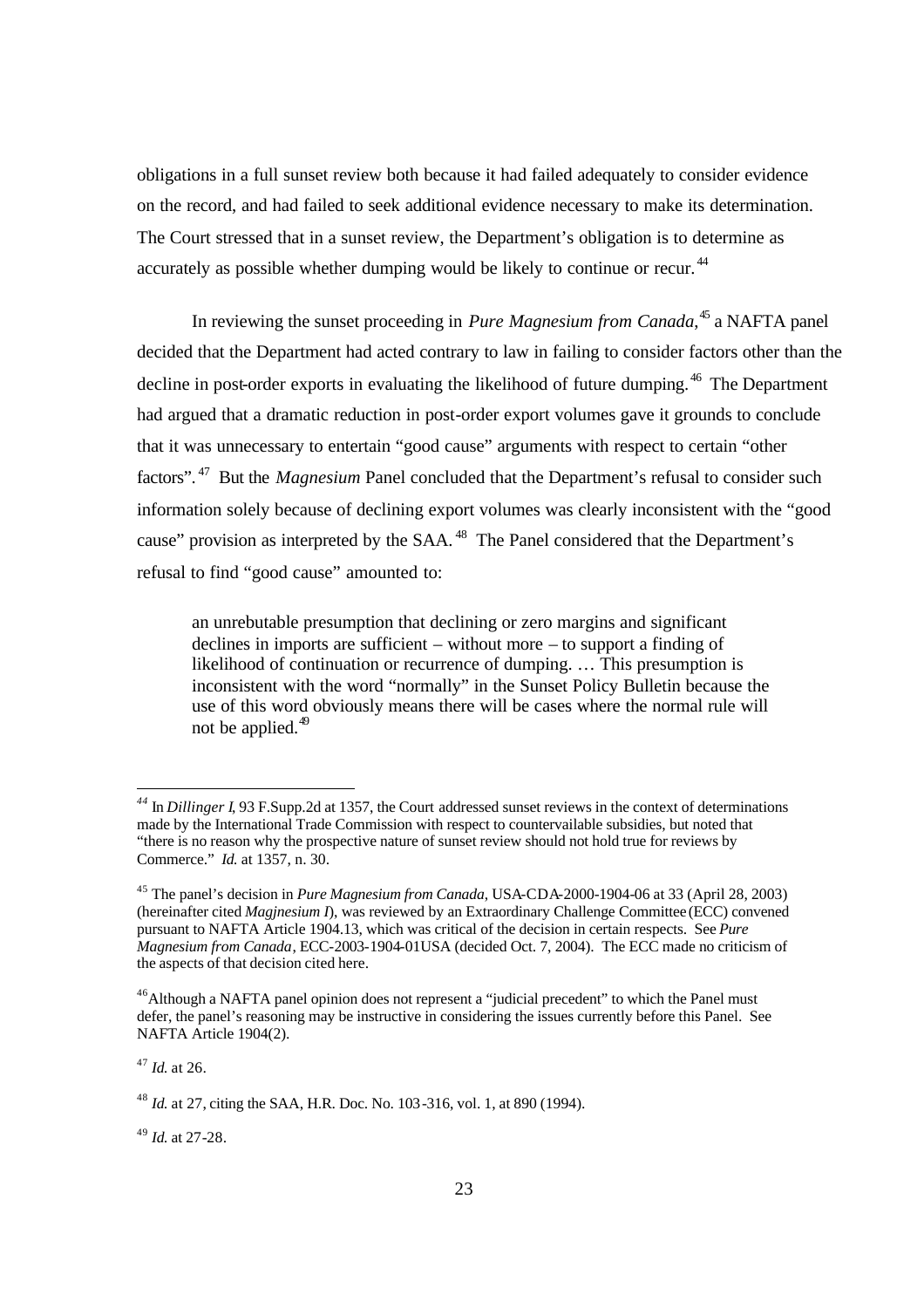obligations in a full sunset review both because it had failed adequately to consider evidence on the record, and had failed to seek additional evidence necessary to make its determination. The Court stressed that in a sunset review, the Department's obligation is to determine as accurately as possible whether dumping would be likely to continue or recur.[44]

In reviewing the sunset proceeding in *Pure Magnesium from Canada*,[45] a NAFTA panel decided that the Department had acted contrary to law in failing to consider factors other than the decline in post-order exports in evaluating the likelihood of future dumping.[46] The Department had argued that a dramatic reduction in post-order export volumes gave it grounds to conclude that it was unnecessary to entertain "good cause" arguments with respect to certain "other factors".[47] But the *Magnesium* Panel concluded that the Department's refusal to consider such information solely because of declining export volumes was clearly inconsistent with the "good cause" provision as interpreted by the SAA.[48] The Panel considered that the Department's refusal to find "good cause" amounted to:

> an unrebutable presumption that declining or zero margins and significant declines in imports are sufficient – without more – to support a finding of likelihood of continuation or recurrence of dumping. … This presumption is inconsistent with the word "normally" in the Sunset Policy Bulletin because the use of this word obviously means there will be cases where the normal rule will not be applied.[49]

---

[44] In *Dillinger I*, 93 F.Supp.2d at 1357, the Court addressed sunset reviews in the context of determinations made by the International Trade Commission with respect to countervailable subsidies, but noted that "there is no reason why the prospective nature of sunset review should not hold true for reviews by Commerce." *Id.* at 1357, n. 30.

[45] The panel's decision in *Pure Magnesium from Canada*, USA-CDA-2000-1904-06 at 33 (April 28, 2003) (hereinafter cited *Magjnesium I*), was reviewed by an Extraordinary Challenge Committee (ECC) convened pursuant to NAFTA Article 1904.13, which was critical of the decision in certain respects. See *Pure Magnesium from Canada*, ECC-2003-1904-01USA (decided Oct. 7, 2004). The ECC made no criticism of the aspects of that decision cited here.

[46] Although a NAFTA panel opinion does not represent a "judicial precedent" to which the Panel must defer, the panel's reasoning may be instructive in considering the issues currently before this Panel. See NAFTA Article 1904(2).

[47] *Id.* at 26.

[48] *Id.* at 27, citing the SAA, H.R. Doc. No. 103-316, vol. 1, at 890 (1994).

[49] *Id.* at 27-28.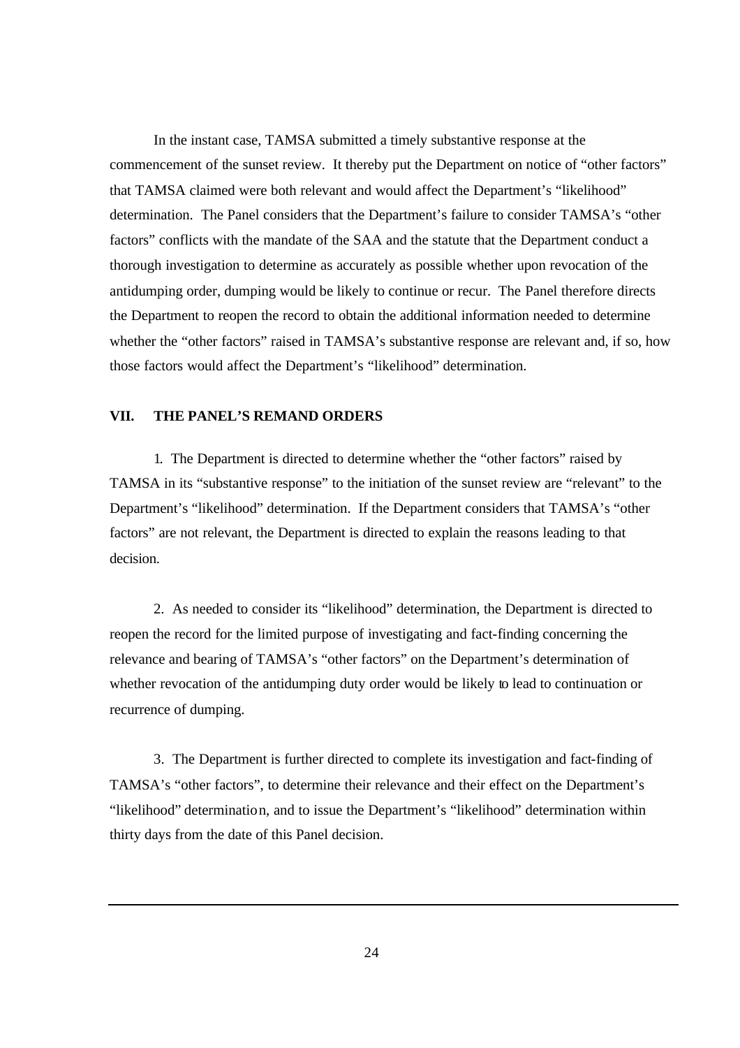In the instant case, TAMSA submitted a timely substantive response at the commencement of the sunset review. It thereby put the Department on notice of "other factors" that TAMSA claimed were both relevant and would affect the Department's "likelihood" determination. The Panel considers that the Department's failure to consider TAMSA's "other factors" conflicts with the mandate of the SAA and the statute that the Department conduct a thorough investigation to determine as accurately as possible whether upon revocation of the antidumping order, dumping would be likely to continue or recur. The Panel therefore directs the Department to reopen the record to obtain the additional information needed to determine whether the "other factors" raised in TAMSA's substantive response are relevant and, if so, how those factors would affect the Department's "likelihood" determination.

## VII. THE PANEL'S REMAND ORDERS

1. The Department is directed to determine whether the "other factors" raised by TAMSA in its "substantive response" to the initiation of the sunset review are "relevant" to the Department's "likelihood" determination. If the Department considers that TAMSA's "other factors" are not relevant, the Department is directed to explain the reasons leading to that decision.

2. As needed to consider its "likelihood" determination, the Department is directed to reopen the record for the limited purpose of investigating and fact-finding concerning the relevance and bearing of TAMSA's "other factors" on the Department's determination of whether revocation of the antidumping duty order would be likely to lead to continuation or recurrence of dumping.

3. The Department is further directed to complete its investigation and fact-finding of TAMSA's "other factors", to determine their relevance and their effect on the Department's "likelihood" determination, and to issue the Department's "likelihood" determination within thirty days from the date of this Panel decision.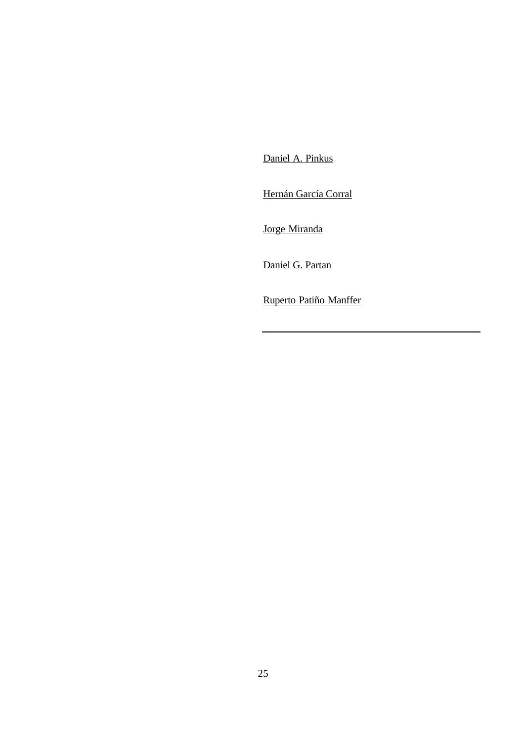Daniel A. Pinkus

Hernán García Corral

Jorge Miranda

Daniel G. Partan

Ruperto Patiño Manffer

---